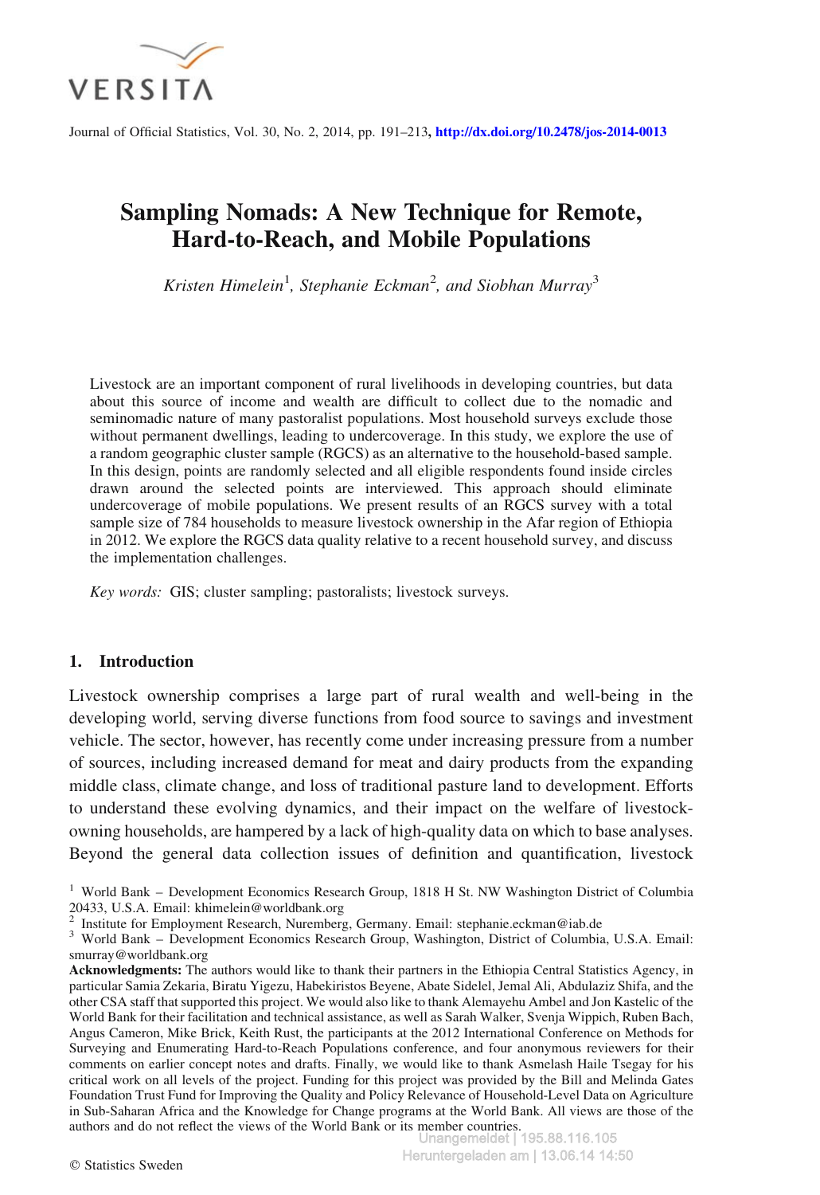# Sampling Nomads: A New Technique for Remote, Hard-to-Reach, and Mobile Populations

*Kristen Himelein*[1], *Stephanie Eckman*[2], *and Siobhan Murray*[3]

Livestock are an important component of rural livelihoods in developing countries, but data about this source of income and wealth are difficult to collect due to the nomadic and seminomadic nature of many pastoralist populations. Most household surveys exclude those without permanent dwellings, leading to undercoverage. In this study, we explore the use of a random geographic cluster sample (RGCS) as an alternative to the household-based sample. In this design, points are randomly selected and all eligible respondents found inside circles drawn around the selected points are interviewed. This approach should eliminate undercoverage of mobile populations. We present results of an RGCS survey with a total sample size of 784 households to measure livestock ownership in the Afar region of Ethiopia in 2012. We explore the RGCS data quality relative to a recent household survey, and discuss the implementation challenges.

*Key words:* GIS; cluster sampling; pastoralists; livestock surveys.

## 1. Introduction

Livestock ownership comprises a large part of rural wealth and well-being in the developing world, serving diverse functions from food source to savings and investment vehicle. The sector, however, has recently come under increasing pressure from a number of sources, including increased demand for meat and dairy products from the expanding middle class, climate change, and loss of traditional pasture land to development. Efforts to understand these evolving dynamics, and their impact on the welfare of livestock-owning households, are hampered by a lack of high-quality data on which to base analyses. Beyond the general data collection issues of definition and quantification, livestock

[1] World Bank – Development Economics Research Group, 1818 H St. NW Washington District of Columbia 20433, U.S.A. Email: khimelein@worldbank.org

[2] Institute for Employment Research, Nuremberg, Germany. Email: stephanie.eckman@iab.de

[3] World Bank – Development Economics Research Group, Washington, District of Columbia, U.S.A. Email: smurray@worldbank.org

**Acknowledgments:** The authors would like to thank their partners in the Ethiopia Central Statistics Agency, in particular Samia Zekaria, Biratu Yigezu, Habekiristos Beyene, Abate Sidelel, Jemal Ali, Abdulaziz Shifa, and the other CSA staff that supported this project. We would also like to thank Alemayehu Ambel and Jon Kastelic of the World Bank for their facilitation and technical assistance, as well as Sarah Walker, Svenja Wippich, Ruben Bach, Angus Cameron, Mike Brick, Keith Rust, the participants at the 2012 International Conference on Methods for Surveying and Enumerating Hard-to-Reach Populations conference, and four anonymous reviewers for their comments on earlier concept notes and drafts. Finally, we would like to thank Asmelash Haile Tsegay for his critical work on all levels of the project. Funding for this project was provided by the Bill and Melinda Gates Foundation Trust Fund for Improving the Quality and Policy Relevance of Household-Level Data on Agriculture in Sub-Saharan Africa and the Knowledge for Change programs at the World Bank. All views are those of the authors and do not reflect the views of the World Bank or its member countries.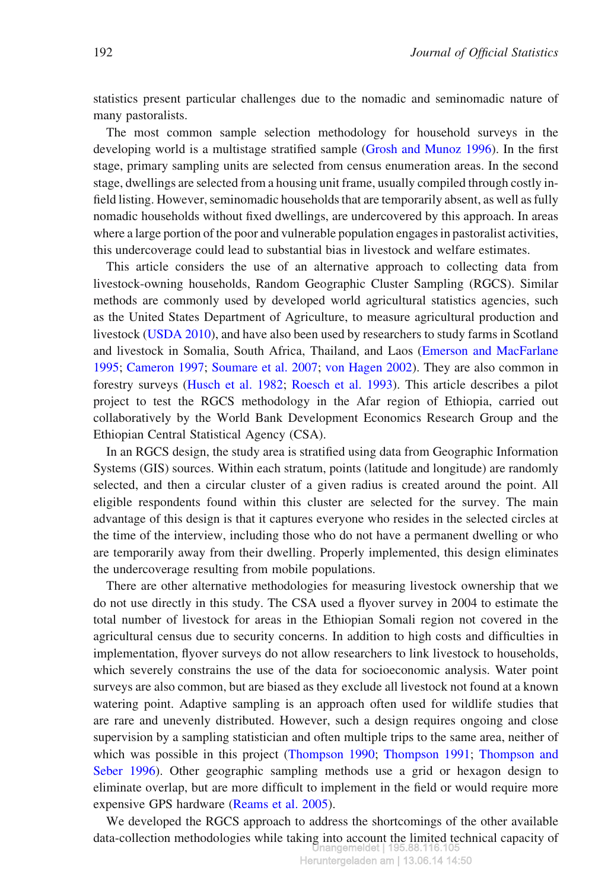statistics present particular challenges due to the nomadic and seminomadic nature of many pastoralists.

The most common sample selection methodology for household surveys in the developing world is a multistage stratified sample (Grosh and Munoz 1996). In the first stage, primary sampling units are selected from census enumeration areas. In the second stage, dwellings are selected from a housing unit frame, usually compiled through costly in-field listing. However, seminomadic households that are temporarily absent, as well as fully nomadic households without fixed dwellings, are undercovered by this approach. In areas where a large portion of the poor and vulnerable population engages in pastoralist activities, this undercoverage could lead to substantial bias in livestock and welfare estimates.

This article considers the use of an alternative approach to collecting data from livestock-owning households, Random Geographic Cluster Sampling (RGCS). Similar methods are commonly used by developed world agricultural statistics agencies, such as the United States Department of Agriculture, to measure agricultural production and livestock (USDA 2010), and have also been used by researchers to study farms in Scotland and livestock in Somalia, South Africa, Thailand, and Laos (Emerson and MacFarlane 1995; Cameron 1997; Soumare et al. 2007; von Hagen 2002). They are also common in forestry surveys (Husch et al. 1982; Roesch et al. 1993). This article describes a pilot project to test the RGCS methodology in the Afar region of Ethiopia, carried out collaboratively by the World Bank Development Economics Research Group and the Ethiopian Central Statistical Agency (CSA).

In an RGCS design, the study area is stratified using data from Geographic Information Systems (GIS) sources. Within each stratum, points (latitude and longitude) are randomly selected, and then a circular cluster of a given radius is created around the point. All eligible respondents found within this cluster are selected for the survey. The main advantage of this design is that it captures everyone who resides in the selected circles at the time of the interview, including those who do not have a permanent dwelling or who are temporarily away from their dwelling. Properly implemented, this design eliminates the undercoverage resulting from mobile populations.

There are other alternative methodologies for measuring livestock ownership that we do not use directly in this study. The CSA used a flyover survey in 2004 to estimate the total number of livestock for areas in the Ethiopian Somali region not covered in the agricultural census due to security concerns. In addition to high costs and difficulties in implementation, flyover surveys do not allow researchers to link livestock to households, which severely constrains the use of the data for socioeconomic analysis. Water point surveys are also common, but are biased as they exclude all livestock not found at a known watering point. Adaptive sampling is an approach often used for wildlife studies that are rare and unevenly distributed. However, such a design requires ongoing and close supervision by a sampling statistician and often multiple trips to the same area, neither of which was possible in this project (Thompson 1990; Thompson 1991; Thompson and Seber 1996). Other geographic sampling methods use a grid or hexagon design to eliminate overlap, but are more difficult to implement in the field or would require more expensive GPS hardware (Reams et al. 2005).

We developed the RGCS approach to address the shortcomings of the other available data-collection methodologies while taking into account the limited technical capacity of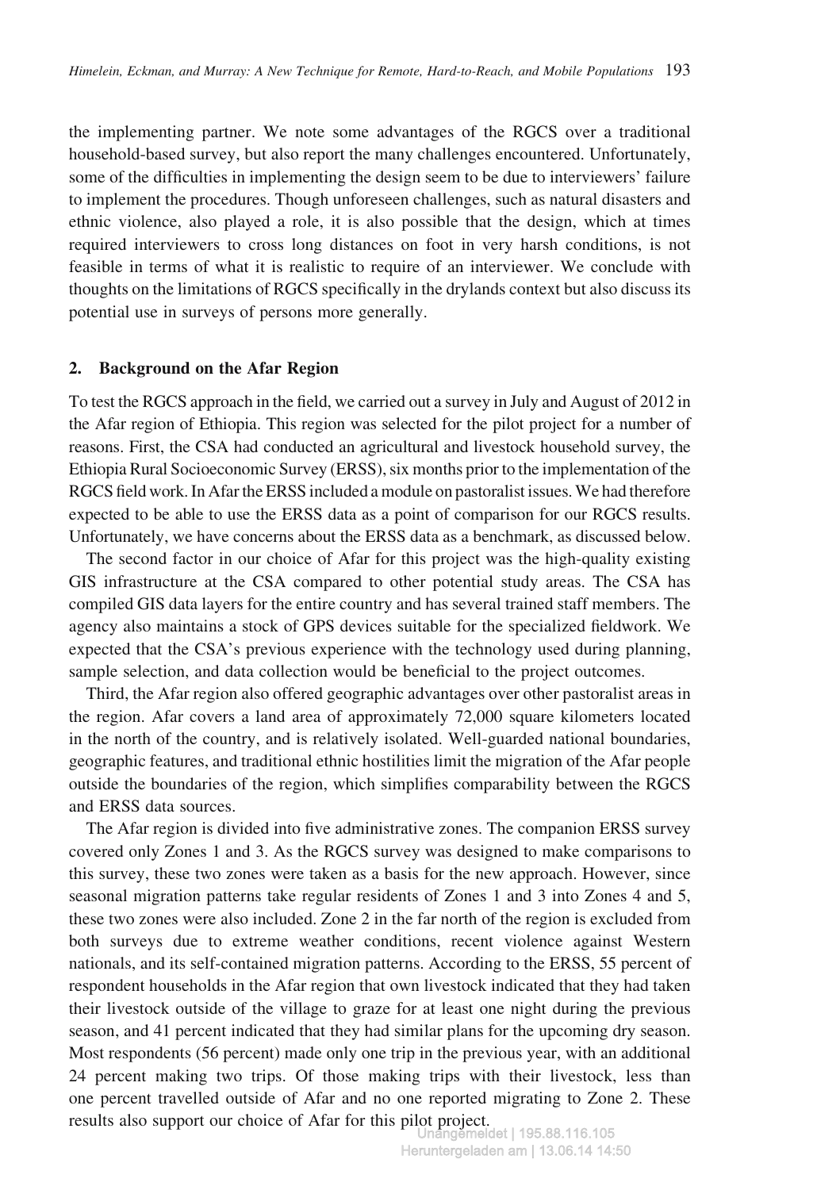the implementing partner. We note some advantages of the RGCS over a traditional household-based survey, but also report the many challenges encountered. Unfortunately, some of the difficulties in implementing the design seem to be due to interviewers' failure to implement the procedures. Though unforeseen challenges, such as natural disasters and ethnic violence, also played a role, it is also possible that the design, which at times required interviewers to cross long distances on foot in very harsh conditions, is not feasible in terms of what it is realistic to require of an interviewer. We conclude with thoughts on the limitations of RGCS specifically in the drylands context but also discuss its potential use in surveys of persons more generally.

## 2. Background on the Afar Region

To test the RGCS approach in the field, we carried out a survey in July and August of 2012 in the Afar region of Ethiopia. This region was selected for the pilot project for a number of reasons. First, the CSA had conducted an agricultural and livestock household survey, the Ethiopia Rural Socioeconomic Survey (ERSS), six months prior to the implementation of the RGCS field work. In Afar the ERSS included a module on pastoralist issues. We had therefore expected to be able to use the ERSS data as a point of comparison for our RGCS results. Unfortunately, we have concerns about the ERSS data as a benchmark, as discussed below.

The second factor in our choice of Afar for this project was the high-quality existing GIS infrastructure at the CSA compared to other potential study areas. The CSA has compiled GIS data layers for the entire country and has several trained staff members. The agency also maintains a stock of GPS devices suitable for the specialized fieldwork. We expected that the CSA's previous experience with the technology used during planning, sample selection, and data collection would be beneficial to the project outcomes.

Third, the Afar region also offered geographic advantages over other pastoralist areas in the region. Afar covers a land area of approximately 72,000 square kilometers located in the north of the country, and is relatively isolated. Well-guarded national boundaries, geographic features, and traditional ethnic hostilities limit the migration of the Afar people outside the boundaries of the region, which simplifies comparability between the RGCS and ERSS data sources.

The Afar region is divided into five administrative zones. The companion ERSS survey covered only Zones 1 and 3. As the RGCS survey was designed to make comparisons to this survey, these two zones were taken as a basis for the new approach. However, since seasonal migration patterns take regular residents of Zones 1 and 3 into Zones 4 and 5, these two zones were also included. Zone 2 in the far north of the region is excluded from both surveys due to extreme weather conditions, recent violence against Western nationals, and its self-contained migration patterns. According to the ERSS, 55 percent of respondent households in the Afar region that own livestock indicated that they had taken their livestock outside of the village to graze for at least one night during the previous season, and 41 percent indicated that they had similar plans for the upcoming dry season. Most respondents (56 percent) made only one trip in the previous year, with an additional 24 percent making two trips. Of those making trips with their livestock, less than one percent travelled outside of Afar and no one reported migrating to Zone 2. These results also support our choice of Afar for this pilot project.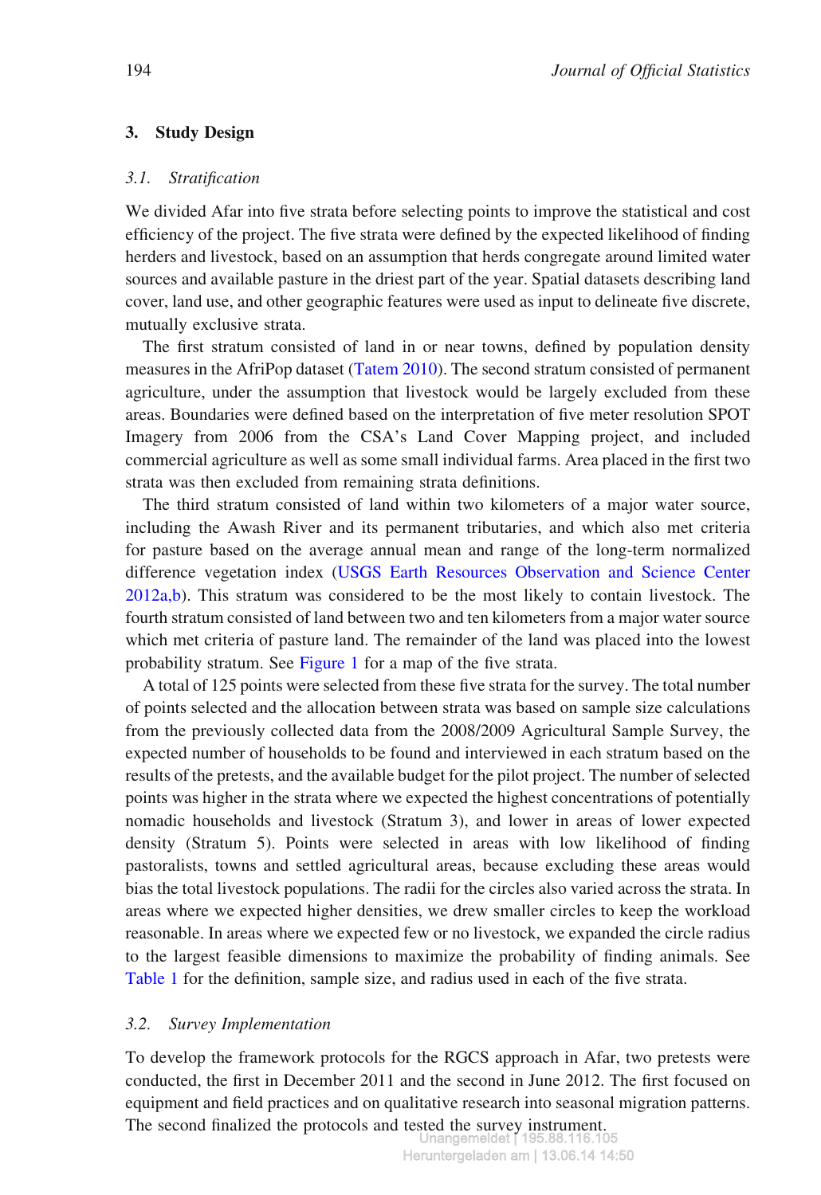## 3. Study Design

### 3.1. *Stratification*

We divided Afar into five strata before selecting points to improve the statistical and cost efficiency of the project. The five strata were defined by the expected likelihood of finding herders and livestock, based on an assumption that herds congregate around limited water sources and available pasture in the driest part of the year. Spatial datasets describing land cover, land use, and other geographic features were used as input to delineate five discrete, mutually exclusive strata.

The first stratum consisted of land in or near towns, defined by population density measures in the AfriPop dataset (Tatem 2010). The second stratum consisted of permanent agriculture, under the assumption that livestock would be largely excluded from these areas. Boundaries were defined based on the interpretation of five meter resolution SPOT Imagery from 2006 from the CSA's Land Cover Mapping project, and included commercial agriculture as well as some small individual farms. Area placed in the first two strata was then excluded from remaining strata definitions.

The third stratum consisted of land within two kilometers of a major water source, including the Awash River and its permanent tributaries, and which also met criteria for pasture based on the average annual mean and range of the long-term normalized difference vegetation index (USGS Earth Resources Observation and Science Center 2012a,b). This stratum was considered to be the most likely to contain livestock. The fourth stratum consisted of land between two and ten kilometers from a major water source which met criteria of pasture land. The remainder of the land was placed into the lowest probability stratum. See Figure 1 for a map of the five strata.

A total of 125 points were selected from these five strata for the survey. The total number of points selected and the allocation between strata was based on sample size calculations from the previously collected data from the 2008/2009 Agricultural Sample Survey, the expected number of households to be found and interviewed in each stratum based on the results of the pretests, and the available budget for the pilot project. The number of selected points was higher in the strata where we expected the highest concentrations of potentially nomadic households and livestock (Stratum 3), and lower in areas of lower expected density (Stratum 5). Points were selected in areas with low likelihood of finding pastoralists, towns and settled agricultural areas, because excluding these areas would bias the total livestock populations. The radii for the circles also varied across the strata. In areas where we expected higher densities, we drew smaller circles to keep the workload reasonable. In areas where we expected few or no livestock, we expanded the circle radius to the largest feasible dimensions to maximize the probability of finding animals. See Table 1 for the definition, sample size, and radius used in each of the five strata.

### 3.2. *Survey Implementation*

To develop the framework protocols for the RGCS approach in Afar, two pretests were conducted, the first in December 2011 and the second in June 2012. The first focused on equipment and field practices and on qualitative research into seasonal migration patterns. The second finalized the protocols and tested the survey instrument.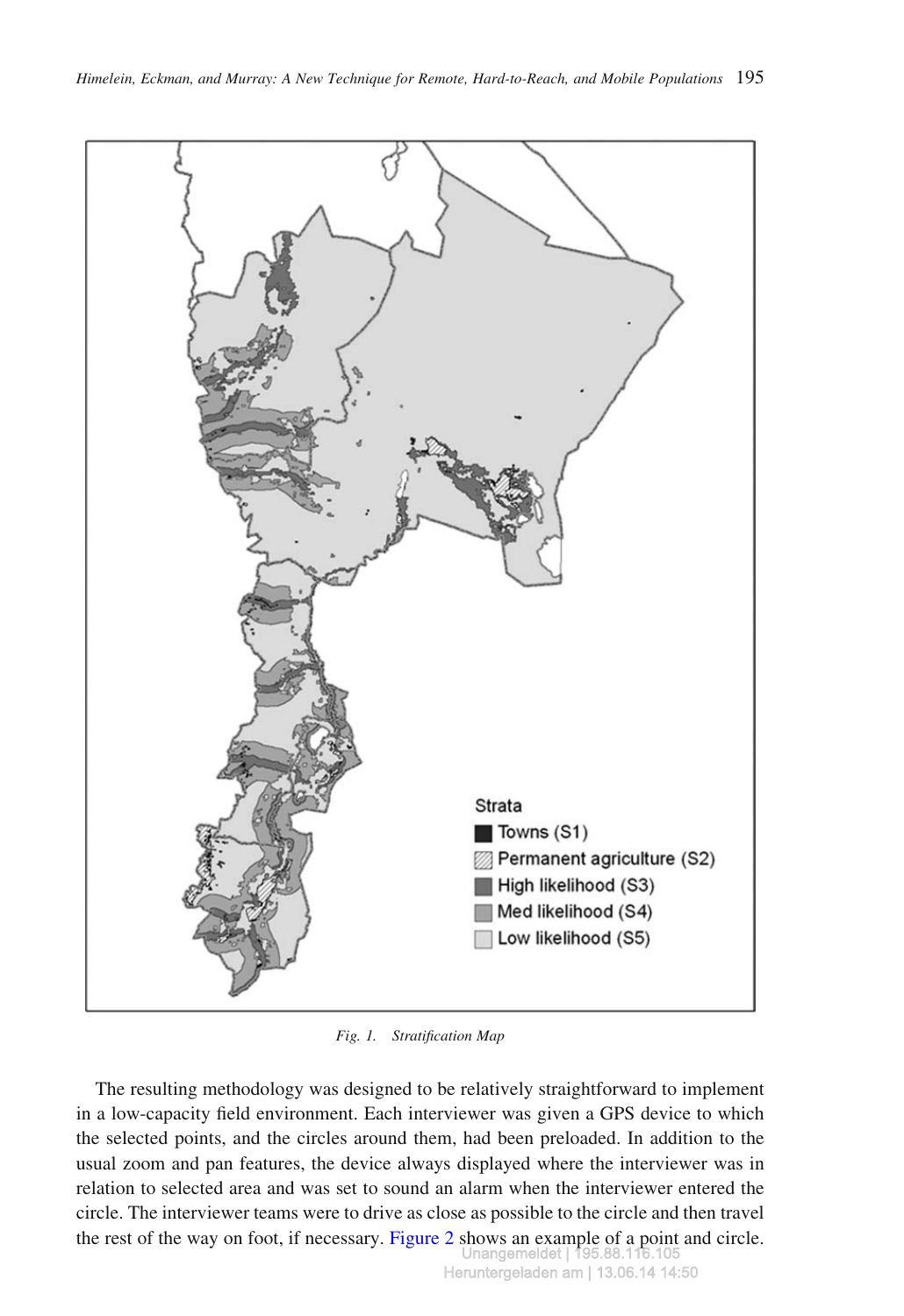Fig. 1. Stratification Map

The resulting methodology was designed to be relatively straightforward to implement in a low-capacity field environment. Each interviewer was given a GPS device to which the selected points, and the circles around them, had been preloaded. In addition to the usual zoom and pan features, the device always displayed where the interviewer was in relation to selected area and was set to sound an alarm when the interviewer entered the circle. The interviewer teams were to drive as close as possible to the circle and then travel the rest of the way on foot, if necessary. Figure 2 shows an example of a point and circle.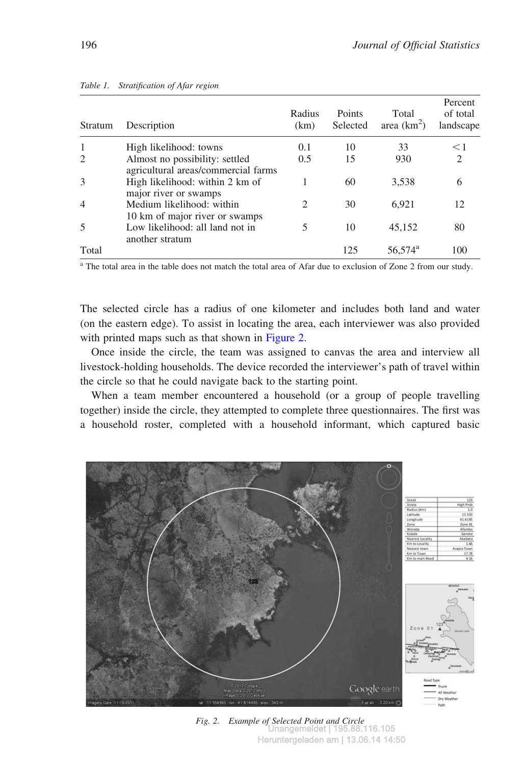Table 1. *Stratification of Afar region*

| Stratum | Description | Radius (km) | Points Selected | Total area (km$^2$) | Percent of total landscape |
|---|---|---|---|---|---|
| 1 | High likelihood: towns | 0.1 | 10 | 33 | <1 |
| 2 | Almost no possibility: settled agricultural areas/commercial farms | 0.5 | 15 | 930 | 2 |
| 3 | High likelihood: within 2 km of major river or swamps | 1 | 60 | 3,538 | 6 |
| 4 | Medium likelihood: within 10 km of major river or swamps | 2 | 30 | 6,921 | 12 |
| 5 | Low likelihood: all land not in another stratum | 5 | 10 | 45,152 | 80 |
| Total | | | 125 | 56,574[a] | 100 |

[a] The total area in the table does not match the total area of Afar due to exclusion of Zone 2 from our study.

The selected circle has a radius of one kilometer and includes both land and water (on the eastern edge). To assist in locating the area, each interviewer was also provided with printed maps such as that shown in Figure 2.

Once inside the circle, the team was assigned to canvas the area and interview all livestock-holding households. The device recorded the interviewer's path of travel within the circle so that he could navigate back to the starting point.

When a team member encountered a household (or a group of people travelling together) inside the circle, they attempted to complete three questionnaires. The first was a household roster, completed with a household informant, which captured basic

Fig. 2. Example of Selected Point and Circle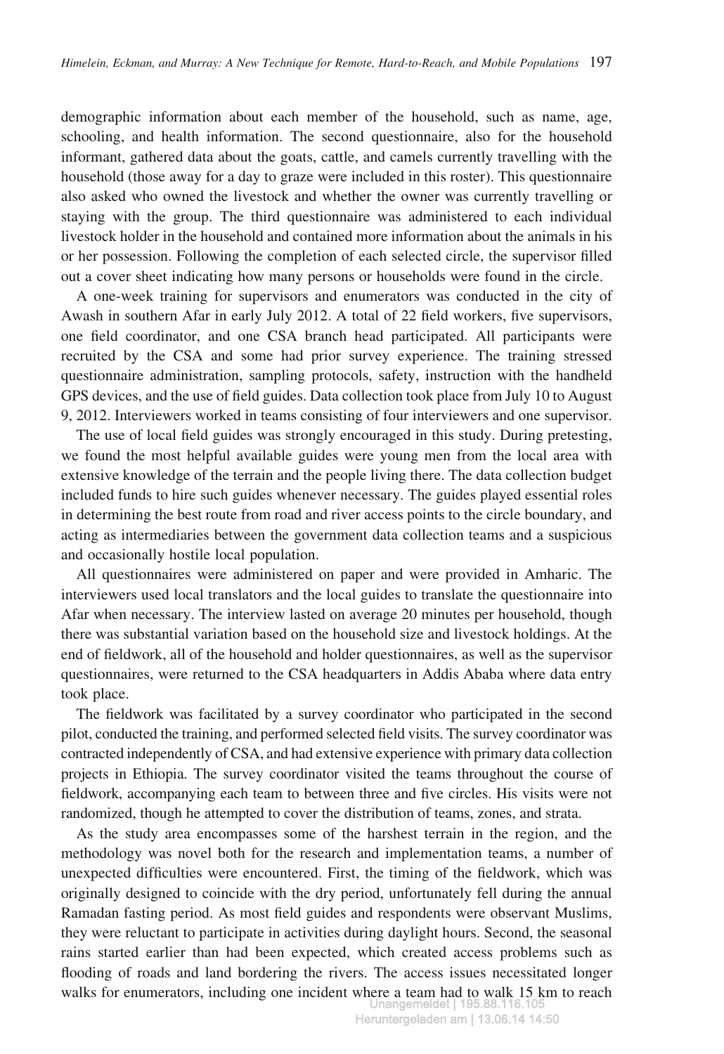demographic information about each member of the household, such as name, age, schooling, and health information. The second questionnaire, also for the household informant, gathered data about the goats, cattle, and camels currently travelling with the household (those away for a day to graze were included in this roster). This questionnaire also asked who owned the livestock and whether the owner was currently travelling or staying with the group. The third questionnaire was administered to each individual livestock holder in the household and contained more information about the animals in his or her possession. Following the completion of each selected circle, the supervisor filled out a cover sheet indicating how many persons or households were found in the circle.

A one-week training for supervisors and enumerators was conducted in the city of Awash in southern Afar in early July 2012. A total of 22 field workers, five supervisors, one field coordinator, and one CSA branch head participated. All participants were recruited by the CSA and some had prior survey experience. The training stressed questionnaire administration, sampling protocols, safety, instruction with the handheld GPS devices, and the use of field guides. Data collection took place from July 10 to August 9, 2012. Interviewers worked in teams consisting of four interviewers and one supervisor.

The use of local field guides was strongly encouraged in this study. During pretesting, we found the most helpful available guides were young men from the local area with extensive knowledge of the terrain and the people living there. The data collection budget included funds to hire such guides whenever necessary. The guides played essential roles in determining the best route from road and river access points to the circle boundary, and acting as intermediaries between the government data collection teams and a suspicious and occasionally hostile local population.

All questionnaires were administered on paper and were provided in Amharic. The interviewers used local translators and the local guides to translate the questionnaire into Afar when necessary. The interview lasted on average 20 minutes per household, though there was substantial variation based on the household size and livestock holdings. At the end of fieldwork, all of the household and holder questionnaires, as well as the supervisor questionnaires, were returned to the CSA headquarters in Addis Ababa where data entry took place.

The fieldwork was facilitated by a survey coordinator who participated in the second pilot, conducted the training, and performed selected field visits. The survey coordinator was contracted independently of CSA, and had extensive experience with primary data collection projects in Ethiopia. The survey coordinator visited the teams throughout the course of fieldwork, accompanying each team to between three and five circles. His visits were not randomized, though he attempted to cover the distribution of teams, zones, and strata.

As the study area encompasses some of the harshest terrain in the region, and the methodology was novel both for the research and implementation teams, a number of unexpected difficulties were encountered. First, the timing of the fieldwork, which was originally designed to coincide with the dry period, unfortunately fell during the annual Ramadan fasting period. As most field guides and respondents were observant Muslims, they were reluctant to participate in activities during daylight hours. Second, the seasonal rains started earlier than had been expected, which created access problems such as flooding of roads and land bordering the rivers. The access issues necessitated longer walks for enumerators, including one incident where a team had to walk 15 km to reach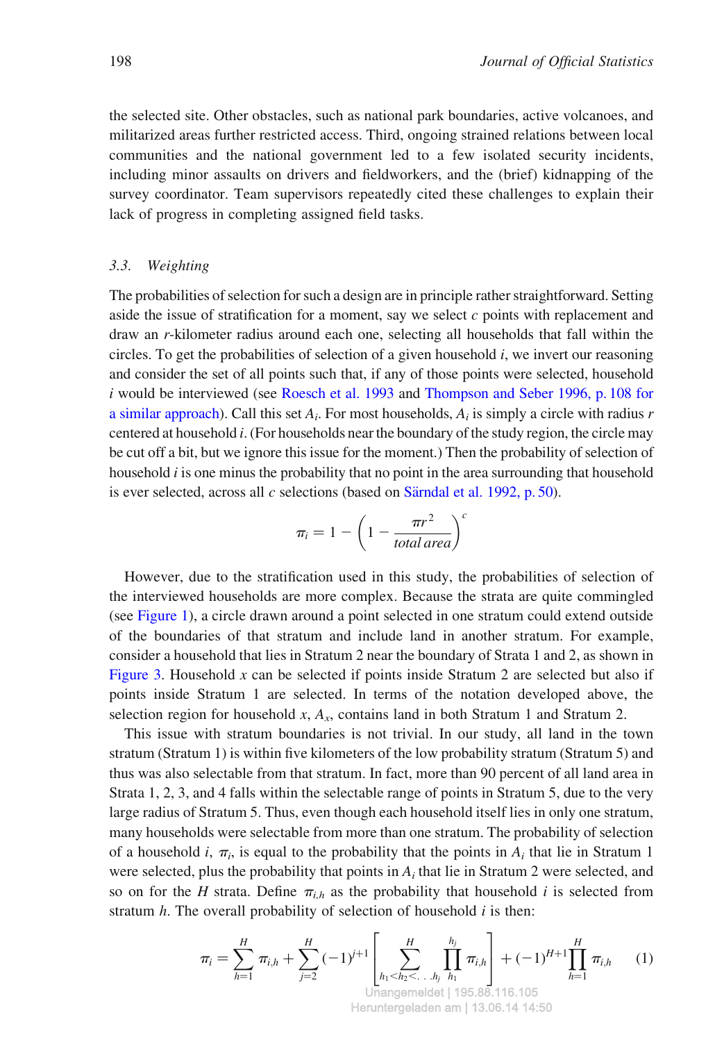the selected site. Other obstacles, such as national park boundaries, active volcanoes, and militarized areas further restricted access. Third, ongoing strained relations between local communities and the national government led to a few isolated security incidents, including minor assaults on drivers and fieldworkers, and the (brief) kidnapping of the survey coordinator. Team supervisors repeatedly cited these challenges to explain their lack of progress in completing assigned field tasks.

### 3.3. Weighting

The probabilities of selection for such a design are in principle rather straightforward. Setting aside the issue of stratification for a moment, say we select $c$ points with replacement and draw an $r$-kilometer radius around each one, selecting all households that fall within the circles. To get the probabilities of selection of a given household $i$, we invert our reasoning and consider the set of all points such that, if any of those points were selected, household $i$ would be interviewed (see Roesch et al. 1993 and Thompson and Seber 1996, p. 108 for a similar approach). Call this set $A_i$. For most households, $A_i$ is simply a circle with radius $r$ centered at household $i$. (For households near the boundary of the study region, the circle may be cut off a bit, but we ignore this issue for the moment.) Then the probability of selection of household $i$ is one minus the probability that no point in the area surrounding that household is ever selected, across all $c$ selections (based on Särndal et al. 1992, p. 50).

$$\pi_i = 1 - \left(1 - \frac{\pi r^2}{total\ area}\right)^c$$

However, due to the stratification used in this study, the probabilities of selection of the interviewed households are more complex. Because the strata are quite commingled (see Figure 1), a circle drawn around a point selected in one stratum could extend outside of the boundaries of that stratum and include land in another stratum. For example, consider a household that lies in Stratum 2 near the boundary of Strata 1 and 2, as shown in Figure 3. Household $x$ can be selected if points inside Stratum 2 are selected but also if points inside Stratum 1 are selected. In terms of the notation developed above, the selection region for household $x$, $A_x$, contains land in both Stratum 1 and Stratum 2.

This issue with stratum boundaries is not trivial. In our study, all land in the town stratum (Stratum 1) is within five kilometers of the low probability stratum (Stratum 5) and thus was also selectable from that stratum. In fact, more than 90 percent of all land area in Strata 1, 2, 3, and 4 falls within the selectable range of points in Stratum 5, due to the very large radius of Stratum 5. Thus, even though each household itself lies in only one stratum, many households were selectable from more than one stratum. The probability of selection of a household $i$, $\pi_i$, is equal to the probability that the points in $A_i$ that lie in Stratum 1 were selected, plus the probability that points in $A_i$ that lie in Stratum 2 were selected, and so on for the $H$ strata. Define $\pi_{i,h}$ as the probability that household $i$ is selected from stratum $h$. The overall probability of selection of household $i$ is then:

$$\pi_i = \sum_{h=1}^{H} \pi_{i,h} + \sum_{j=2}^{H} (-1)^{j+1} \left[ \sum_{h_1 < h_2 < \ldots h_j}^{H} \prod_{h_1}^{h_j} \pi_{i,h} \right] + (-1)^{H+1} \prod_{h=1}^{H} \pi_{i,h} \qquad (1)$$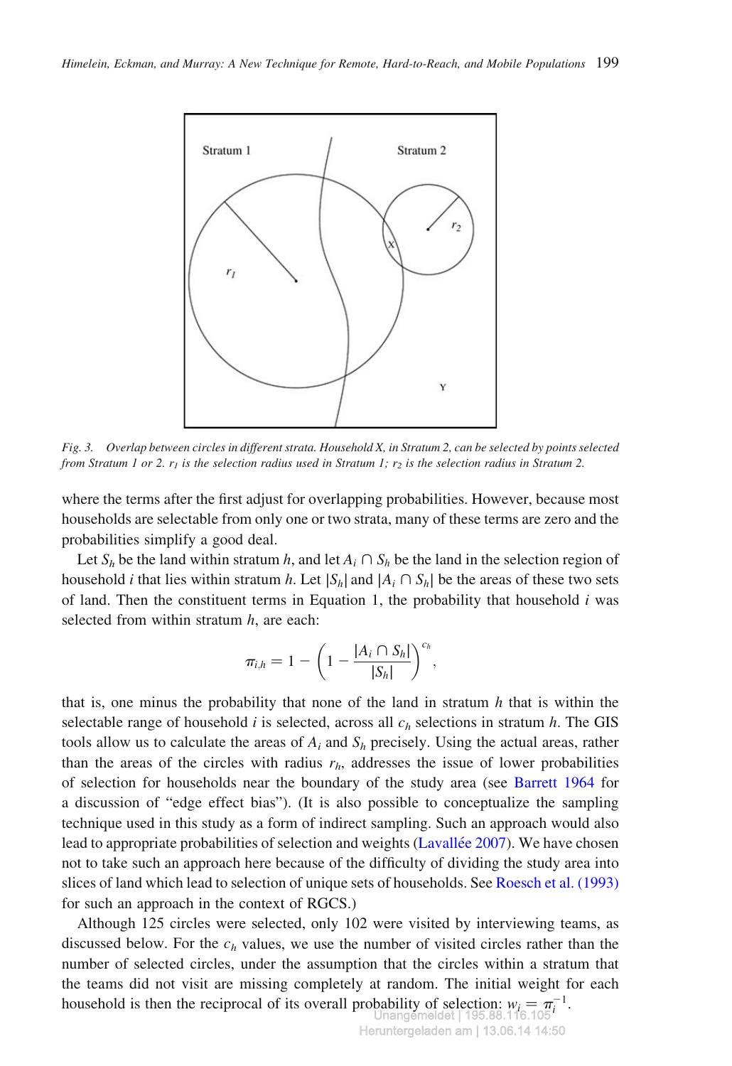*Fig. 3. Overlap between circles in different strata. Household X, in Stratum 2, can be selected by points selected from Stratum 1 or 2. $r_1$ is the selection radius used in Stratum 1; $r_2$ is the selection radius in Stratum 2.*

where the terms after the first adjust for overlapping probabilities. However, because most households are selectable from only one or two strata, many of these terms are zero and the probabilities simplify a good deal.

Let $S_h$ be the land within stratum $h$, and let $A_i \cap S_h$ be the land in the selection region of household $i$ that lies within stratum $h$. Let $|S_h|$ and $|A_i \cap S_h|$ be the areas of these two sets of land. Then the constituent terms in Equation 1, the probability that household $i$ was selected from within stratum $h$, are each:

$$\pi_{i,h} = 1 - \left(1 - \frac{|A_i \cap S_h|}{|S_h|}\right)^{c_h},$$

that is, one minus the probability that none of the land in stratum $h$ that is within the selectable range of household $i$ is selected, across all $c_h$ selections in stratum $h$. The GIS tools allow us to calculate the areas of $A_i$ and $S_h$ precisely. Using the actual areas, rather than the areas of the circles with radius $r_h$, addresses the issue of lower probabilities of selection for households near the boundary of the study area (see Barrett 1964 for a discussion of "edge effect bias"). (It is also possible to conceptualize the sampling technique used in this study as a form of indirect sampling. Such an approach would also lead to appropriate probabilities of selection and weights (Lavallée 2007). We have chosen not to take such an approach here because of the difficulty of dividing the study area into slices of land which lead to selection of unique sets of households. See Roesch et al. (1993) for such an approach in the context of RGCS.)

Although 125 circles were selected, only 102 were visited by interviewing teams, as discussed below. For the $c_h$ values, we use the number of visited circles rather than the number of selected circles, under the assumption that the circles within a stratum that the teams did not visit are missing completely at random. The initial weight for each household is then the reciprocal of its overall probability of selection: $w_i = \pi_i^{-1}$.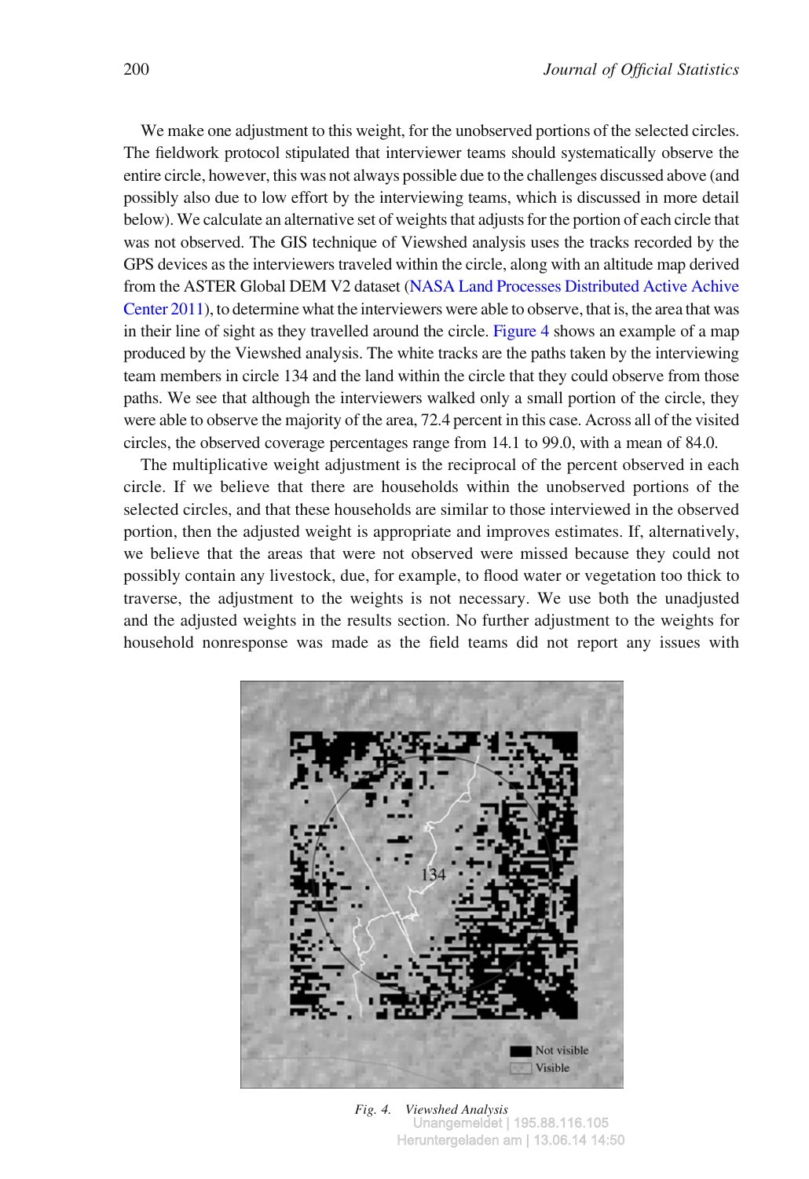We make one adjustment to this weight, for the unobserved portions of the selected circles. The fieldwork protocol stipulated that interviewer teams should systematically observe the entire circle, however, this was not always possible due to the challenges discussed above (and possibly also due to low effort by the interviewing teams, which is discussed in more detail below). We calculate an alternative set of weights that adjusts for the portion of each circle that was not observed. The GIS technique of Viewshed analysis uses the tracks recorded by the GPS devices as the interviewers traveled within the circle, along with an altitude map derived from the ASTER Global DEM V2 dataset (NASA Land Processes Distributed Active Achive Center 2011), to determine what the interviewers were able to observe, that is, the area that was in their line of sight as they travelled around the circle. Figure 4 shows an example of a map produced by the Viewshed analysis. The white tracks are the paths taken by the interviewing team members in circle 134 and the land within the circle that they could observe from those paths. We see that although the interviewers walked only a small portion of the circle, they were able to observe the majority of the area, 72.4 percent in this case. Across all of the visited circles, the observed coverage percentages range from 14.1 to 99.0, with a mean of 84.0.

The multiplicative weight adjustment is the reciprocal of the percent observed in each circle. If we believe that there are households within the unobserved portions of the selected circles, and that these households are similar to those interviewed in the observed portion, then the adjusted weight is appropriate and improves estimates. If, alternatively, we believe that the areas that were not observed were missed because they could not possibly contain any livestock, due, for example, to flood water or vegetation too thick to traverse, the adjustment to the weights is not necessary. We use both the unadjusted and the adjusted weights in the results section. No further adjustment to the weights for household nonresponse was made as the field teams did not report any issues with

*Fig. 4. Viewshed Analysis*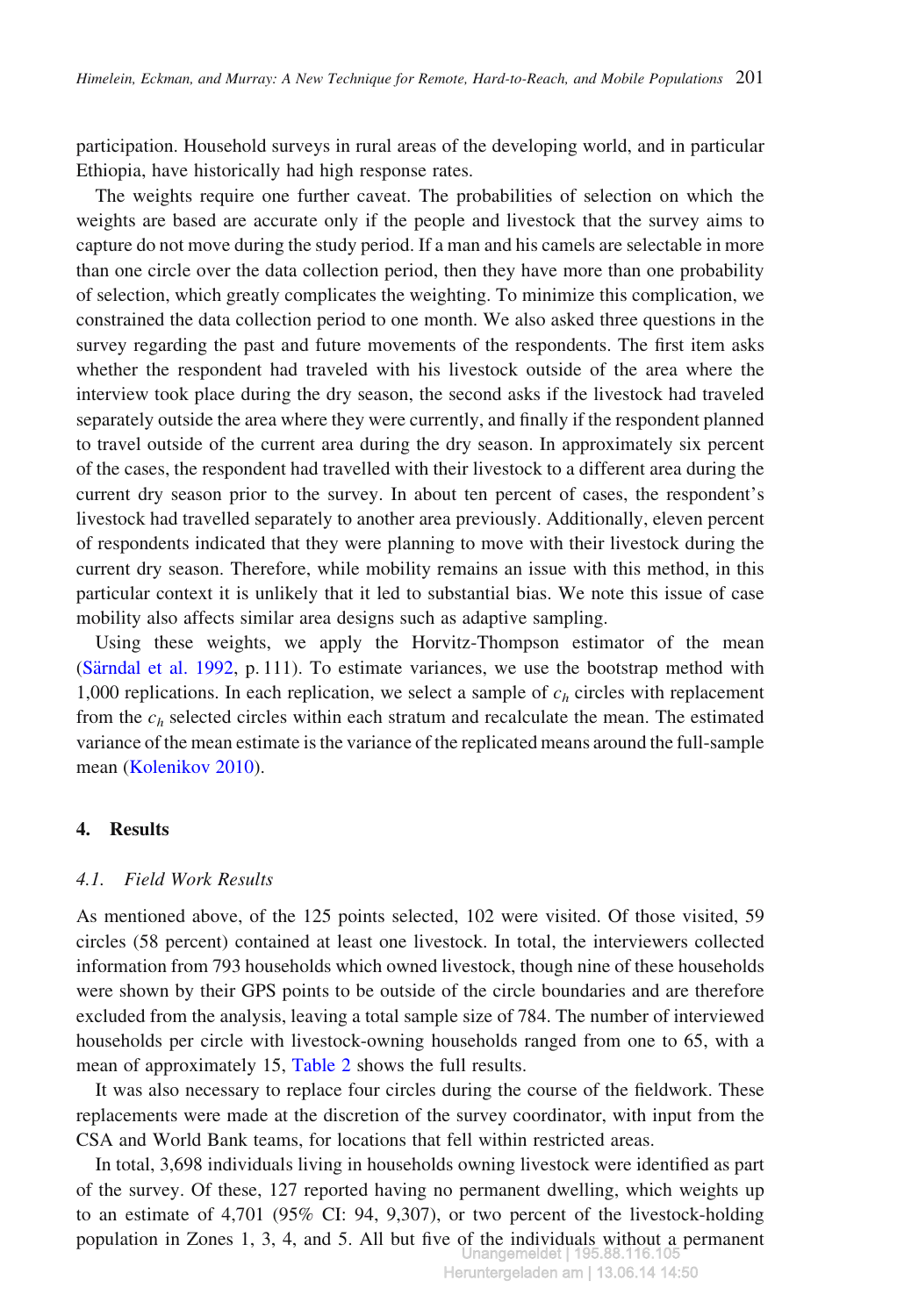participation. Household surveys in rural areas of the developing world, and in particular Ethiopia, have historically had high response rates.

The weights require one further caveat. The probabilities of selection on which the weights are based are accurate only if the people and livestock that the survey aims to capture do not move during the study period. If a man and his camels are selectable in more than one circle over the data collection period, then they have more than one probability of selection, which greatly complicates the weighting. To minimize this complication, we constrained the data collection period to one month. We also asked three questions in the survey regarding the past and future movements of the respondents. The first item asks whether the respondent had traveled with his livestock outside of the area where the interview took place during the dry season, the second asks if the livestock had traveled separately outside the area where they were currently, and finally if the respondent planned to travel outside of the current area during the dry season. In approximately six percent of the cases, the respondent had travelled with their livestock to a different area during the current dry season prior to the survey. In about ten percent of cases, the respondent's livestock had travelled separately to another area previously. Additionally, eleven percent of respondents indicated that they were planning to move with their livestock during the current dry season. Therefore, while mobility remains an issue with this method, in this particular context it is unlikely that it led to substantial bias. We note this issue of case mobility also affects similar area designs such as adaptive sampling.

Using these weights, we apply the Horvitz-Thompson estimator of the mean (Särndal et al. 1992, p. 111). To estimate variances, we use the bootstrap method with 1,000 replications. In each replication, we select a sample of $c_h$ circles with replacement from the $c_h$ selected circles within each stratum and recalculate the mean. The estimated variance of the mean estimate is the variance of the replicated means around the full-sample mean (Kolenikov 2010).

## 4. Results

### 4.1. Field Work Results

As mentioned above, of the 125 points selected, 102 were visited. Of those visited, 59 circles (58 percent) contained at least one livestock. In total, the interviewers collected information from 793 households which owned livestock, though nine of these households were shown by their GPS points to be outside of the circle boundaries and are therefore excluded from the analysis, leaving a total sample size of 784. The number of interviewed households per circle with livestock-owning households ranged from one to 65, with a mean of approximately 15, Table 2 shows the full results.

It was also necessary to replace four circles during the course of the fieldwork. These replacements were made at the discretion of the survey coordinator, with input from the CSA and World Bank teams, for locations that fell within restricted areas.

In total, 3,698 individuals living in households owning livestock were identified as part of the survey. Of these, 127 reported having no permanent dwelling, which weights up to an estimate of 4,701 (95% CI: 94, 9,307), or two percent of the livestock-holding population in Zones 1, 3, 4, and 5. All but five of the individuals without a permanent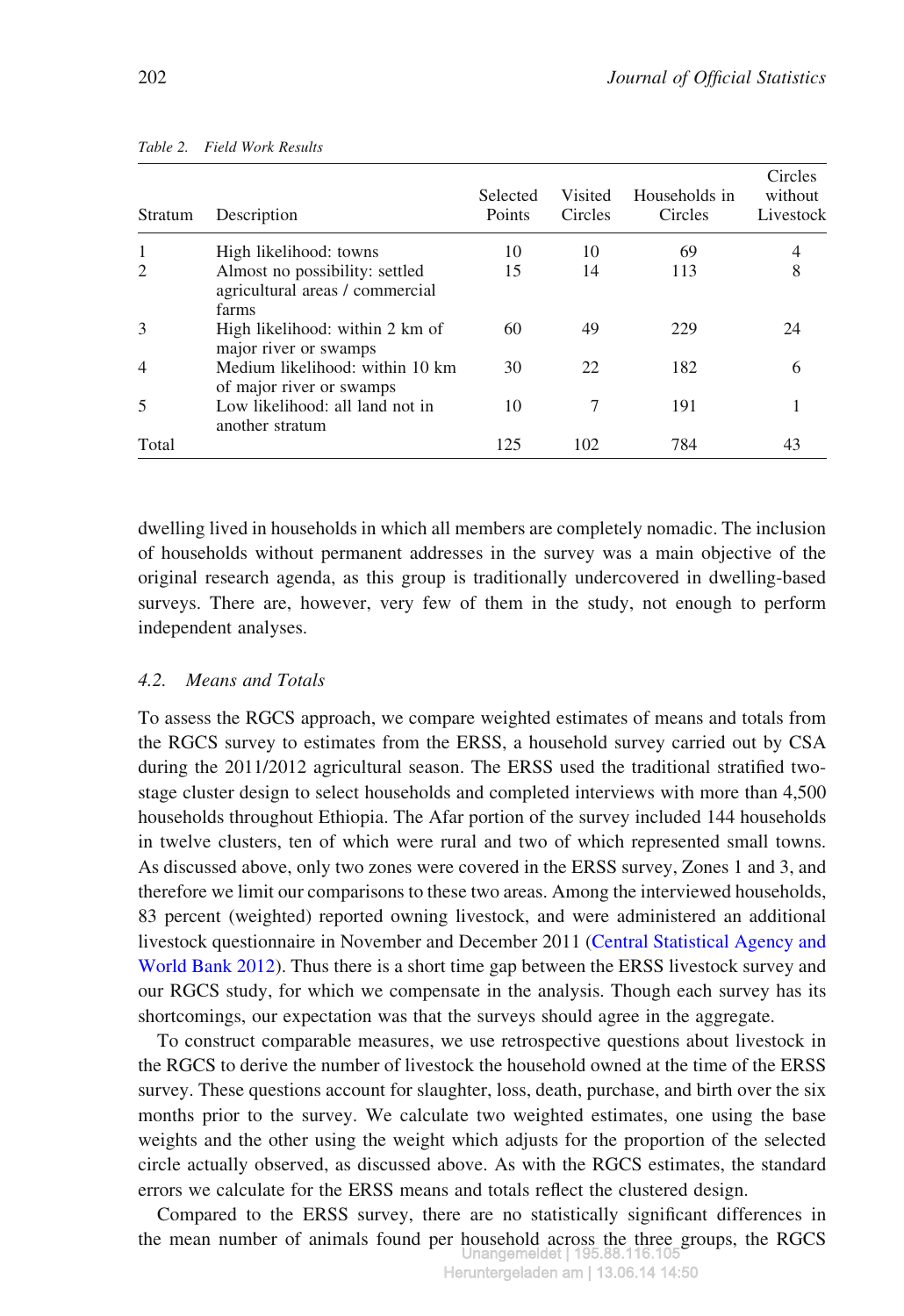Table 2. *Field Work Results*

| Stratum | Description | Selected Points | Visited Circles | Households in Circles | Circles without Livestock |
|---|---|---|---|---|---|
| 1 | High likelihood: towns | 10 | 10 | 69 | 4 |
| 2 | Almost no possibility: settled agricultural areas / commercial farms | 15 | 14 | 113 | 8 |
| 3 | High likelihood: within 2 km of major river or swamps | 60 | 49 | 229 | 24 |
| 4 | Medium likelihood: within 10 km of major river or swamps | 30 | 22 | 182 | 6 |
| 5 | Low likelihood: all land not in another stratum | 10 | 7 | 191 | 1 |
| Total | | 125 | 102 | 784 | 43 |

dwelling lived in households in which all members are completely nomadic. The inclusion of households without permanent addresses in the survey was a main objective of the original research agenda, as this group is traditionally undercovered in dwelling-based surveys. There are, however, very few of them in the study, not enough to perform independent analyses.

### 4.2. *Means and Totals*

To assess the RGCS approach, we compare weighted estimates of means and totals from the RGCS survey to estimates from the ERSS, a household survey carried out by CSA during the 2011/2012 agricultural season. The ERSS used the traditional stratified two-stage cluster design to select households and completed interviews with more than 4,500 households throughout Ethiopia. The Afar portion of the survey included 144 households in twelve clusters, ten of which were rural and two of which represented small towns. As discussed above, only two zones were covered in the ERSS survey, Zones 1 and 3, and therefore we limit our comparisons to these two areas. Among the interviewed households, 83 percent (weighted) reported owning livestock, and were administered an additional livestock questionnaire in November and December 2011 (Central Statistical Agency and World Bank 2012). Thus there is a short time gap between the ERSS livestock survey and our RGCS study, for which we compensate in the analysis. Though each survey has its shortcomings, our expectation was that the surveys should agree in the aggregate.

To construct comparable measures, we use retrospective questions about livestock in the RGCS to derive the number of livestock the household owned at the time of the ERSS survey. These questions account for slaughter, loss, death, purchase, and birth over the six months prior to the survey. We calculate two weighted estimates, one using the base weights and the other using the weight which adjusts for the proportion of the selected circle actually observed, as discussed above. As with the RGCS estimates, the standard errors we calculate for the ERSS means and totals reflect the clustered design.

Compared to the ERSS survey, there are no statistically significant differences in the mean number of animals found per household across the three groups, the RGCS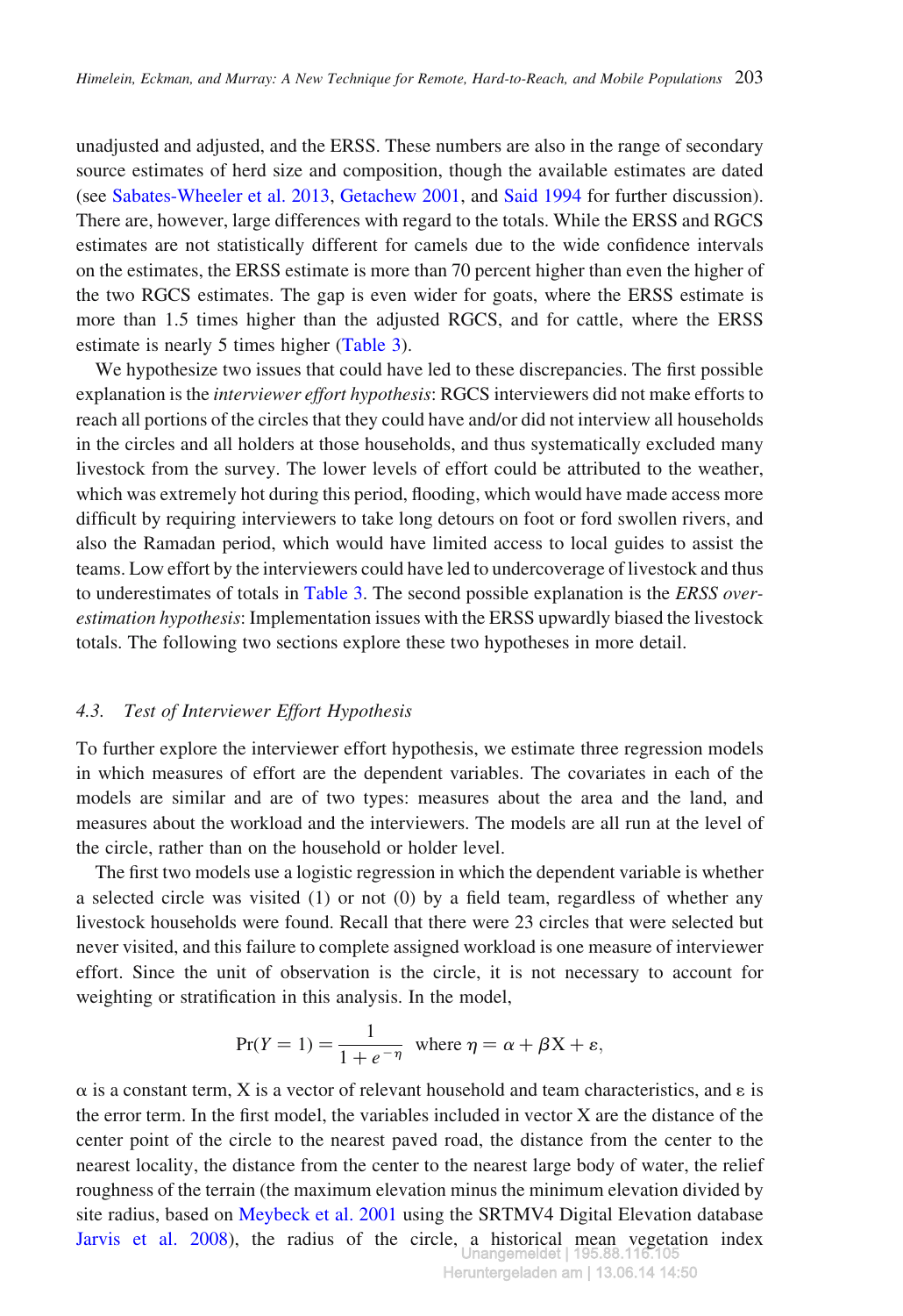unadjusted and adjusted, and the ERSS. These numbers are also in the range of secondary source estimates of herd size and composition, though the available estimates are dated (see Sabates-Wheeler et al. 2013, Getachew 2001, and Said 1994 for further discussion). There are, however, large differences with regard to the totals. While the ERSS and RGCS estimates are not statistically different for camels due to the wide confidence intervals on the estimates, the ERSS estimate is more than 70 percent higher than even the higher of the two RGCS estimates. The gap is even wider for goats, where the ERSS estimate is more than 1.5 times higher than the adjusted RGCS, and for cattle, where the ERSS estimate is nearly 5 times higher (Table 3).

We hypothesize two issues that could have led to these discrepancies. The first possible explanation is the *interviewer effort hypothesis*: RGCS interviewers did not make efforts to reach all portions of the circles that they could have and/or did not interview all households in the circles and all holders at those households, and thus systematically excluded many livestock from the survey. The lower levels of effort could be attributed to the weather, which was extremely hot during this period, flooding, which would have made access more difficult by requiring interviewers to take long detours on foot or ford swollen rivers, and also the Ramadan period, which would have limited access to local guides to assist the teams. Low effort by the interviewers could have led to undercoverage of livestock and thus to underestimates of totals in Table 3. The second possible explanation is the *ERSS overestimation hypothesis*: Implementation issues with the ERSS upwardly biased the livestock totals. The following two sections explore these two hypotheses in more detail.

### 4.3. Test of Interviewer Effort Hypothesis

To further explore the interviewer effort hypothesis, we estimate three regression models in which measures of effort are the dependent variables. The covariates in each of the models are similar and are of two types: measures about the area and the land, and measures about the workload and the interviewers. The models are all run at the level of the circle, rather than on the household or holder level.

The first two models use a logistic regression in which the dependent variable is whether a selected circle was visited (1) or not (0) by a field team, regardless of whether any livestock households were found. Recall that there were 23 circles that were selected but never visited, and this failure to complete assigned workload is one measure of interviewer effort. Since the unit of observation is the circle, it is not necessary to account for weighting or stratification in this analysis. In the model,

$$\Pr(Y=1) = \frac{1}{1+e^{-\eta}} \quad \text{where } \eta = \alpha + \beta X + \varepsilon,$$

$\alpha$ is a constant term, X is a vector of relevant household and team characteristics, and $\varepsilon$ is the error term. In the first model, the variables included in vector X are the distance of the center point of the circle to the nearest paved road, the distance from the center to the nearest locality, the distance from the center to the nearest large body of water, the relief roughness of the terrain (the maximum elevation minus the minimum elevation divided by site radius, based on Meybeck et al. 2001 using the SRTMV4 Digital Elevation database Jarvis et al. 2008), the radius of the circle, a historical mean vegetation index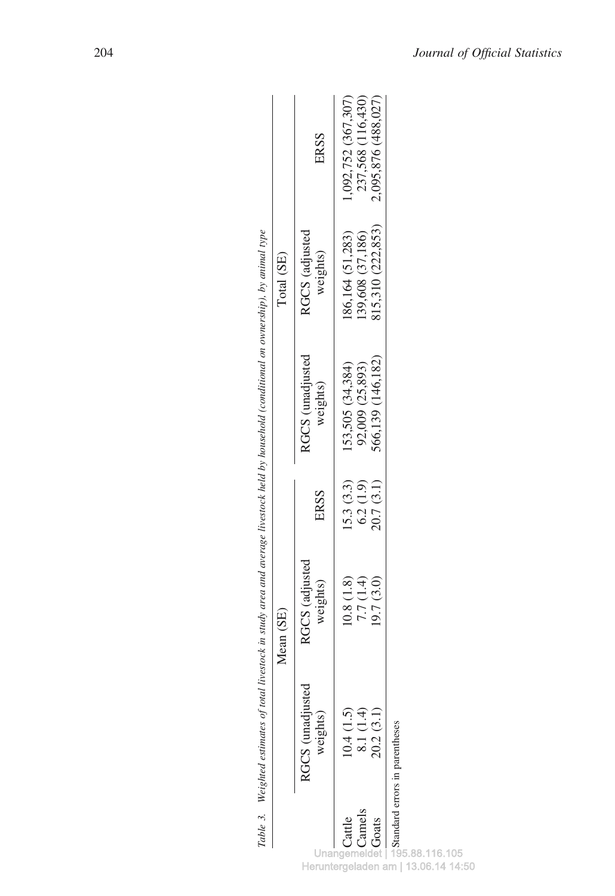Table 3. Weighted estimates of total livestock in study area and average livestock held by household (conditional on ownership), by animal type

| | Mean (SE) | | | Total (SE) | | |
|---|---|---|---|---|---|---|
| | RGCS (unadjusted weights) | RGCS (adjusted weights) | ERSS | RGCS (unadjusted weights) | RGCS (adjusted weights) | ERSS |
| Cattle | 10.4 (1.5) | 10.8 (1.8) | 15.3 (3.3) | 153,505 (34,384) | 186,164 (51,283) | 1,092,752 (367,307) |
| Camels | 8.1 (1.4) | 7.7 (1.4) | 6.2 (1.9) | 92,009 (25,893) | 139,608 (37,186) | 237,568 (116,430) |
| Goats | 20.2 (3.1) | 19.7 (3.0) | 20.7 (3.1) | 566,139 (146,182) | 815,310 (222,853) | 2,095,876 (488,027) |

Standard errors in parentheses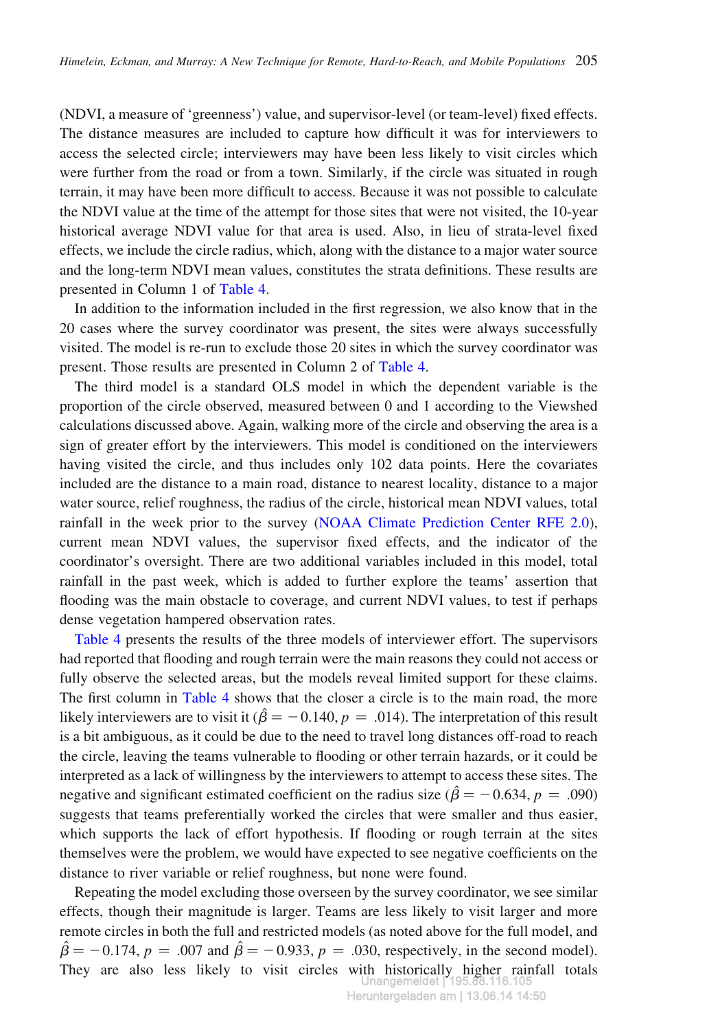(NDVI, a measure of 'greenness') value, and supervisor-level (or team-level) fixed effects. The distance measures are included to capture how difficult it was for interviewers to access the selected circle; interviewers may have been less likely to visit circles which were further from the road or from a town. Similarly, if the circle was situated in rough terrain, it may have been more difficult to access. Because it was not possible to calculate the NDVI value at the time of the attempt for those sites that were not visited, the 10-year historical average NDVI value for that area is used. Also, in lieu of strata-level fixed effects, we include the circle radius, which, along with the distance to a major water source and the long-term NDVI mean values, constitutes the strata definitions. These results are presented in Column 1 of Table 4.

In addition to the information included in the first regression, we also know that in the 20 cases where the survey coordinator was present, the sites were always successfully visited. The model is re-run to exclude those 20 sites in which the survey coordinator was present. Those results are presented in Column 2 of Table 4.

The third model is a standard OLS model in which the dependent variable is the proportion of the circle observed, measured between 0 and 1 according to the Viewshed calculations discussed above. Again, walking more of the circle and observing the area is a sign of greater effort by the interviewers. This model is conditioned on the interviewers having visited the circle, and thus includes only 102 data points. Here the covariates included are the distance to a main road, distance to nearest locality, distance to a major water source, relief roughness, the radius of the circle, historical mean NDVI values, total rainfall in the week prior to the survey (NOAA Climate Prediction Center RFE 2.0), current mean NDVI values, the supervisor fixed effects, and the indicator of the coordinator's oversight. There are two additional variables included in this model, total rainfall in the past week, which is added to further explore the teams' assertion that flooding was the main obstacle to coverage, and current NDVI values, to test if perhaps dense vegetation hampered observation rates.

Table 4 presents the results of the three models of interviewer effort. The supervisors had reported that flooding and rough terrain were the main reasons they could not access or fully observe the selected areas, but the models reveal limited support for these claims. The first column in Table 4 shows that the closer a circle is to the main road, the more likely interviewers are to visit it ($\hat{\beta} = -0.140, p = .014$). The interpretation of this result is a bit ambiguous, as it could be due to the need to travel long distances off-road to reach the circle, leaving the teams vulnerable to flooding or other terrain hazards, or it could be interpreted as a lack of willingness by the interviewers to attempt to access these sites. The negative and significant estimated coefficient on the radius size ($\hat{\beta} = -0.634, p = .090$) suggests that teams preferentially worked the circles that were smaller and thus easier, which supports the lack of effort hypothesis. If flooding or rough terrain at the sites themselves were the problem, we would have expected to see negative coefficients on the distance to river variable or relief roughness, but none were found.

Repeating the model excluding those overseen by the survey coordinator, we see similar effects, though their magnitude is larger. Teams are less likely to visit larger and more remote circles in both the full and restricted models (as noted above for the full model, and $\hat{\beta} = -0.174, p = .007$ and $\hat{\beta} = -0.933, p = .030$, respectively, in the second model). They are also less likely to visit circles with historically higher rainfall totals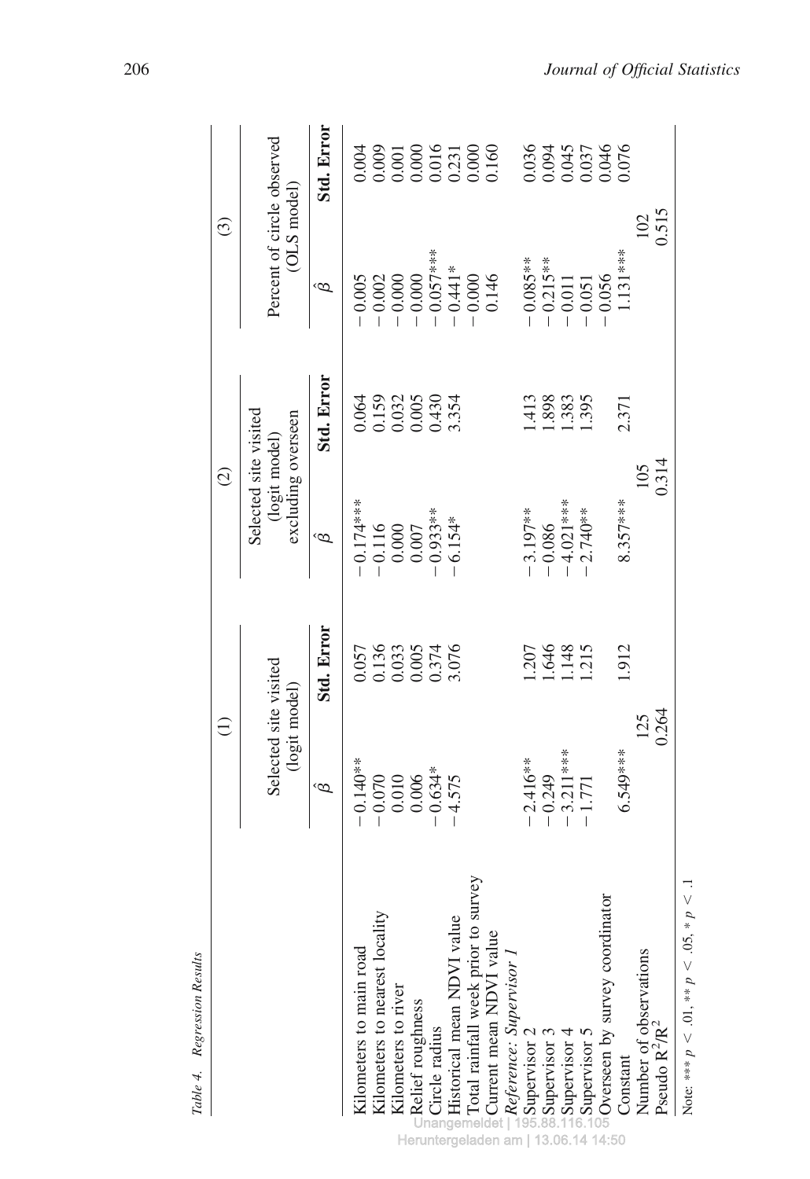Table 4. Regression Results

| | (1) | | (2) | | (3) | |
|---|---|---|---|---|---|---|
| | Selected site visited (logit model) | | Selected site visited (logit model) excluding overseen | | Percent of circle observed (OLS model) | |
| | $\hat{\beta}$ | Std. Error | $\hat{\beta}$ | Std. Error | $\hat{\beta}$ | Std. Error |
| Kilometers to main road | −0.140** | 0.057 | −0.174*** | 0.064 | −0.005 | 0.004 |
| Kilometers to nearest locality | −0.070 | 0.136 | −0.116 | 0.159 | −0.002 | 0.009 |
| Kilometers to river | 0.010 | 0.033 | 0.000 | 0.032 | −0.000 | 0.001 |
| Relief roughness | 0.006 | 0.005 | 0.007 | 0.005 | −0.000 | 0.000 |
| Circle radius | −0.634* | 0.374 | −0.933** | 0.430 | −0.057*** | 0.016 |
| Historical mean NDVI value | −4.575 | 3.076 | −6.154* | 3.354 | −0.441* | 0.231 |
| Total rainfall week prior to survey | | | | | −0.000 | 0.000 |
| Current mean NDVI value | | | | | 0.146 | 0.160 |
| *Reference: Supervisor 1* | | | | | | |
| Supervisor 2 | −2.416** | 1.207 | −3.197** | 1.413 | −0.085** | 0.036 |
| Supervisor 3 | −0.249 | 1.646 | −0.086 | 1.898 | −0.215** | 0.094 |
| Supervisor 4 | −3.211*** | 1.148 | −4.021*** | 1.383 | −0.011 | 0.045 |
| Supervisor 5 | −1.771 | 1.215 | −2.740** | 1.395 | −0.051 | 0.037 |
| Overseen by survey coordinator | | | | | −0.056 | 0.046 |
| Constant | 6.549*** | 1.912 | 8.357*** | 2.371 | 1.131*** | 0.076 |
| Number of observations | 125 | | 105 | | 102 | |
| Pseudo $R^2$/$R^2$ | 0.264 | | 0.314 | | 0.515 | |

Note: *** $p < .01$, ** $p < .05$, * $p < .1$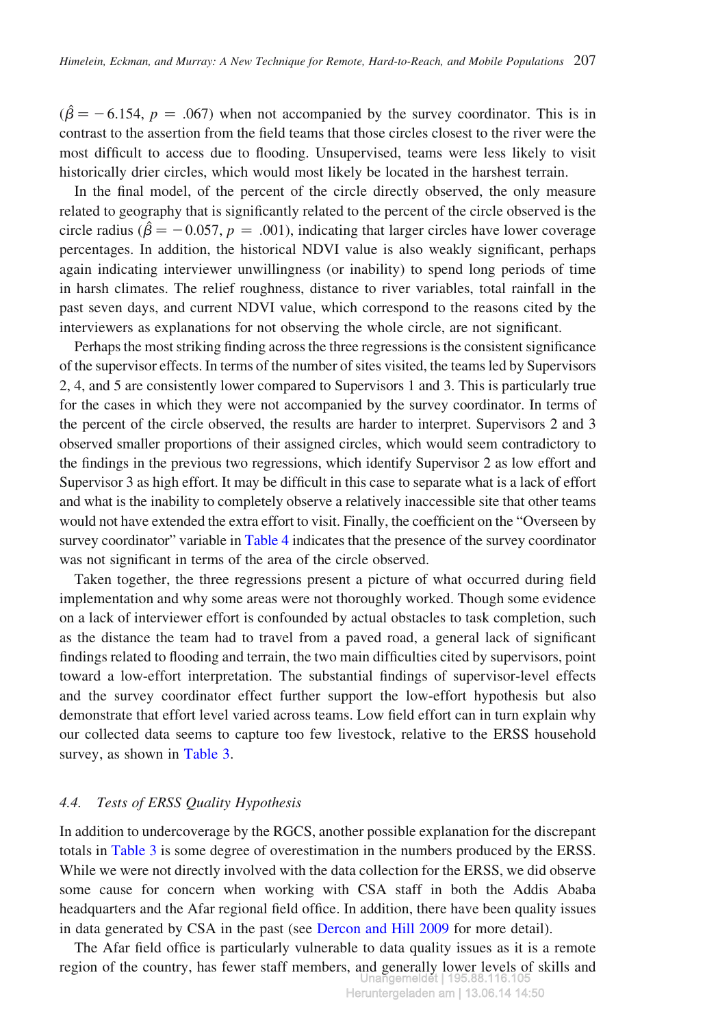($\hat{\beta} = -6.154$, $p = .067$) when not accompanied by the survey coordinator. This is in contrast to the assertion from the field teams that those circles closest to the river were the most difficult to access due to flooding. Unsupervised, teams were less likely to visit historically drier circles, which would most likely be located in the harshest terrain.

In the final model, of the percent of the circle directly observed, the only measure related to geography that is significantly related to the percent of the circle observed is the circle radius ($\hat{\beta} = -0.057$, $p = .001$), indicating that larger circles have lower coverage percentages. In addition, the historical NDVI value is also weakly significant, perhaps again indicating interviewer unwillingness (or inability) to spend long periods of time in harsh climates. The relief roughness, distance to river variables, total rainfall in the past seven days, and current NDVI value, which correspond to the reasons cited by the interviewers as explanations for not observing the whole circle, are not significant.

Perhaps the most striking finding across the three regressions is the consistent significance of the supervisor effects. In terms of the number of sites visited, the teams led by Supervisors 2, 4, and 5 are consistently lower compared to Supervisors 1 and 3. This is particularly true for the cases in which they were not accompanied by the survey coordinator. In terms of the percent of the circle observed, the results are harder to interpret. Supervisors 2 and 3 observed smaller proportions of their assigned circles, which would seem contradictory to the findings in the previous two regressions, which identify Supervisor 2 as low effort and Supervisor 3 as high effort. It may be difficult in this case to separate what is a lack of effort and what is the inability to completely observe a relatively inaccessible site that other teams would not have extended the extra effort to visit. Finally, the coefficient on the "Overseen by survey coordinator" variable in Table 4 indicates that the presence of the survey coordinator was not significant in terms of the area of the circle observed.

Taken together, the three regressions present a picture of what occurred during field implementation and why some areas were not thoroughly worked. Though some evidence on a lack of interviewer effort is confounded by actual obstacles to task completion, such as the distance the team had to travel from a paved road, a general lack of significant findings related to flooding and terrain, the two main difficulties cited by supervisors, point toward a low-effort interpretation. The substantial findings of supervisor-level effects and the survey coordinator effect further support the low-effort hypothesis but also demonstrate that effort level varied across teams. Low field effort can in turn explain why our collected data seems to capture too few livestock, relative to the ERSS household survey, as shown in Table 3.

### 4.4. *Tests of ERSS Quality Hypothesis*

In addition to undercoverage by the RGCS, another possible explanation for the discrepant totals in Table 3 is some degree of overestimation in the numbers produced by the ERSS. While we were not directly involved with the data collection for the ERSS, we did observe some cause for concern when working with CSA staff in both the Addis Ababa headquarters and the Afar regional field office. In addition, there have been quality issues in data generated by CSA in the past (see Dercon and Hill 2009 for more detail).

The Afar field office is particularly vulnerable to data quality issues as it is a remote region of the country, has fewer staff members, and generally lower levels of skills and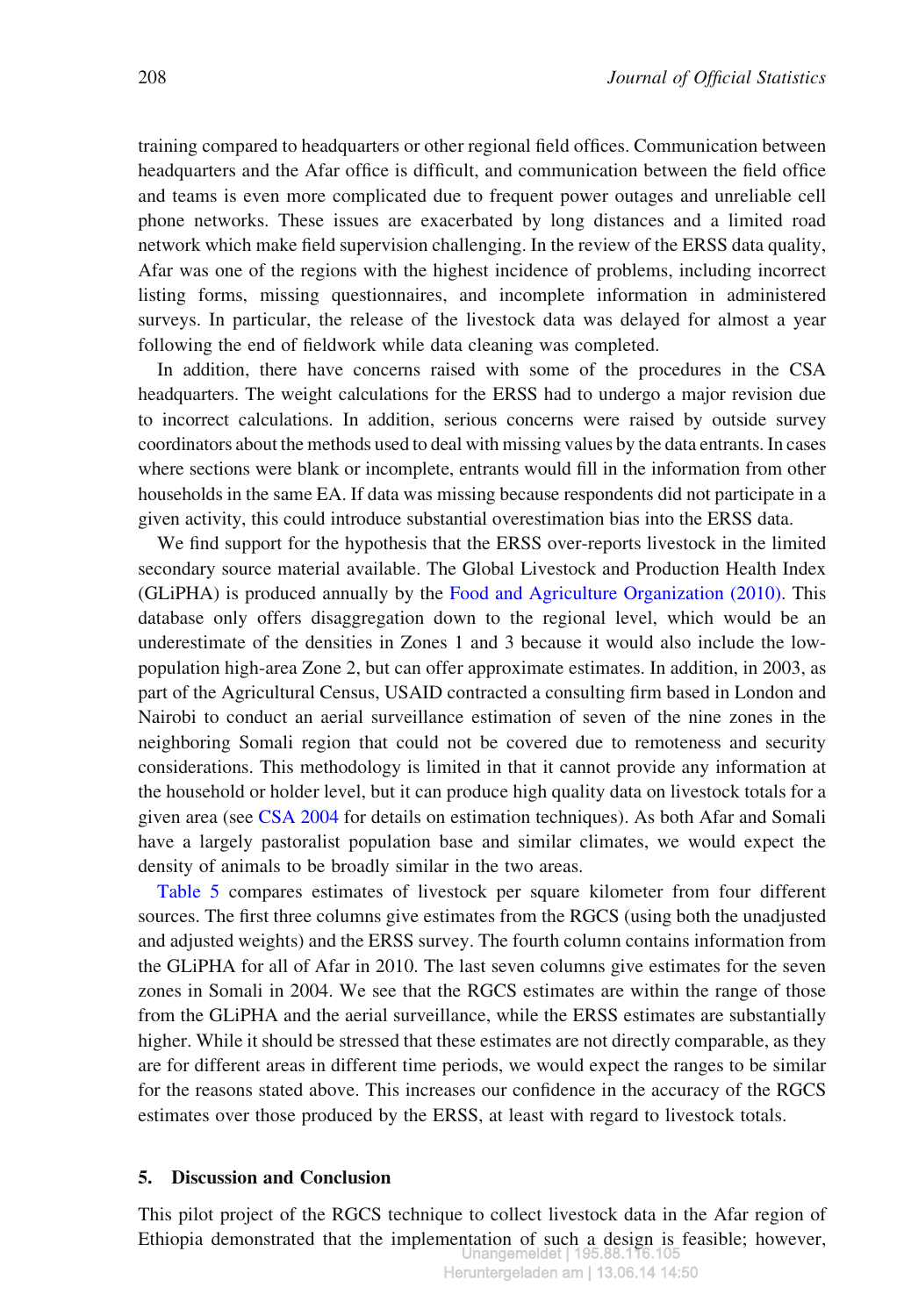training compared to headquarters or other regional field offices. Communication between headquarters and the Afar office is difficult, and communication between the field office and teams is even more complicated due to frequent power outages and unreliable cell phone networks. These issues are exacerbated by long distances and a limited road network which make field supervision challenging. In the review of the ERSS data quality, Afar was one of the regions with the highest incidence of problems, including incorrect listing forms, missing questionnaires, and incomplete information in administered surveys. In particular, the release of the livestock data was delayed for almost a year following the end of fieldwork while data cleaning was completed.

In addition, there have concerns raised with some of the procedures in the CSA headquarters. The weight calculations for the ERSS had to undergo a major revision due to incorrect calculations. In addition, serious concerns were raised by outside survey coordinators about the methods used to deal with missing values by the data entrants. In cases where sections were blank or incomplete, entrants would fill in the information from other households in the same EA. If data was missing because respondents did not participate in a given activity, this could introduce substantial overestimation bias into the ERSS data.

We find support for the hypothesis that the ERSS over-reports livestock in the limited secondary source material available. The Global Livestock and Production Health Index (GLiPHA) is produced annually by the Food and Agriculture Organization (2010). This database only offers disaggregation down to the regional level, which would be an underestimate of the densities in Zones 1 and 3 because it would also include the low-population high-area Zone 2, but can offer approximate estimates. In addition, in 2003, as part of the Agricultural Census, USAID contracted a consulting firm based in London and Nairobi to conduct an aerial surveillance estimation of seven of the nine zones in the neighboring Somali region that could not be covered due to remoteness and security considerations. This methodology is limited in that it cannot provide any information at the household or holder level, but it can produce high quality data on livestock totals for a given area (see CSA 2004 for details on estimation techniques). As both Afar and Somali have a largely pastoralist population base and similar climates, we would expect the density of animals to be broadly similar in the two areas.

Table 5 compares estimates of livestock per square kilometer from four different sources. The first three columns give estimates from the RGCS (using both the unadjusted and adjusted weights) and the ERSS survey. The fourth column contains information from the GLiPHA for all of Afar in 2010. The last seven columns give estimates for the seven zones in Somali in 2004. We see that the RGCS estimates are within the range of those from the GLiPHA and the aerial surveillance, while the ERSS estimates are substantially higher. While it should be stressed that these estimates are not directly comparable, as they are for different areas in different time periods, we would expect the ranges to be similar for the reasons stated above. This increases our confidence in the accuracy of the RGCS estimates over those produced by the ERSS, at least with regard to livestock totals.

## 5. Discussion and Conclusion

This pilot project of the RGCS technique to collect livestock data in the Afar region of Ethiopia demonstrated that the implementation of such a design is feasible; however,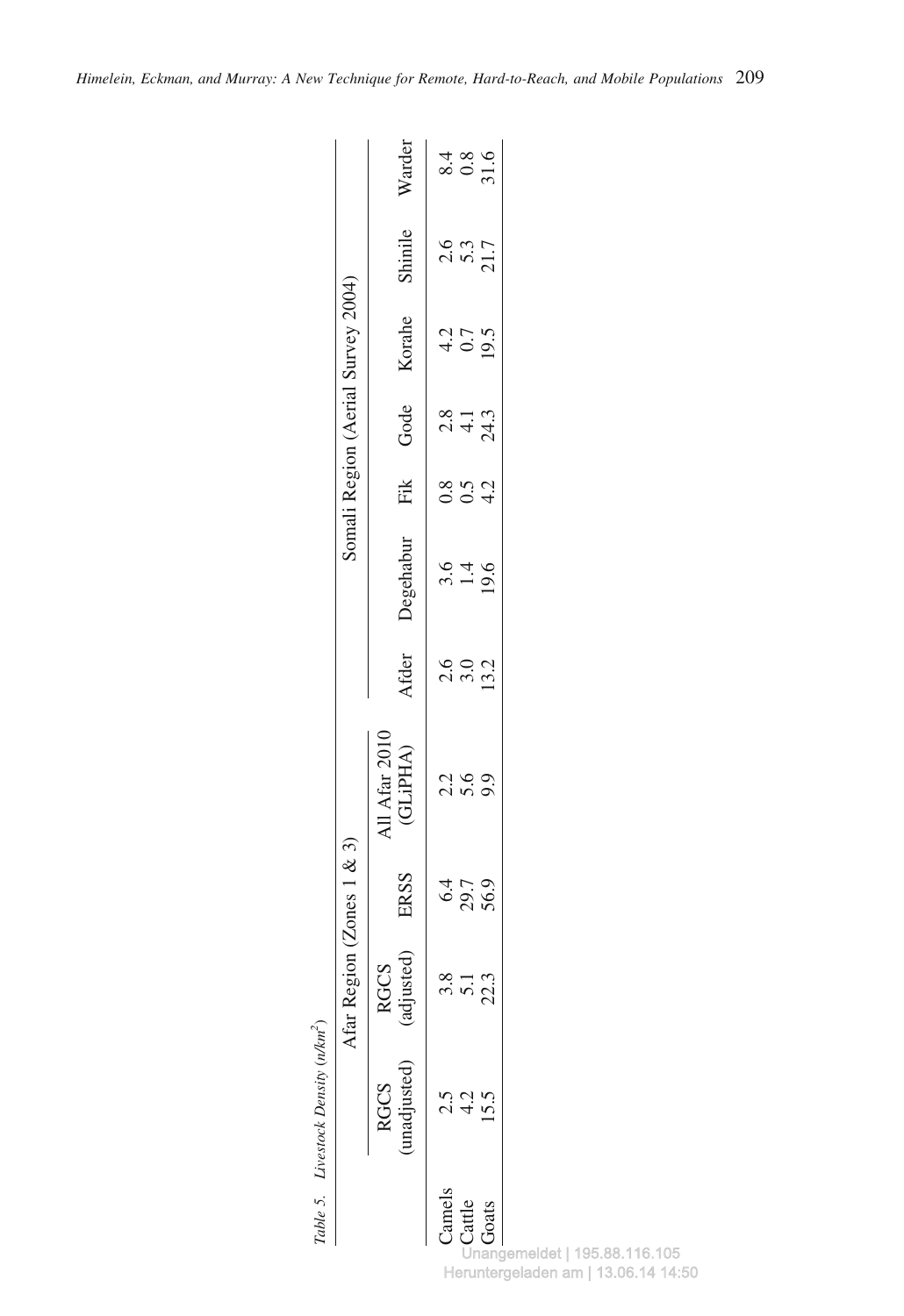*Table 5. Livestock Density (n/km²)*

| | Afar Region (Zones 1 & 3) | | | | Somali Region (Aerial Survey 2004) | | | | | | |
|---|---|---|---|---|---|---|---|---|---|---|---|
| | RGCS (unadjusted) | RGCS (adjusted) | ERSS | All Afar 2010 (GLiPHA) | Afder | Degehabur | Fik | Gode | Korahe | Shinile | Warder |
| Camels | 2.5 | 3.8 | 6.4 | 2.2 | 2.6 | 3.6 | 0.8 | 2.8 | 4.2 | 2.6 | 8.4 |
| Cattle | 4.2 | 5.1 | 29.7 | 5.6 | 3.0 | 1.4 | 0.5 | 4.1 | 0.7 | 5.3 | 0.8 |
| Goats | 15.5 | 22.3 | 56.9 | 9.9 | 13.2 | 19.6 | 4.2 | 24.3 | 19.5 | 21.7 | 31.6 |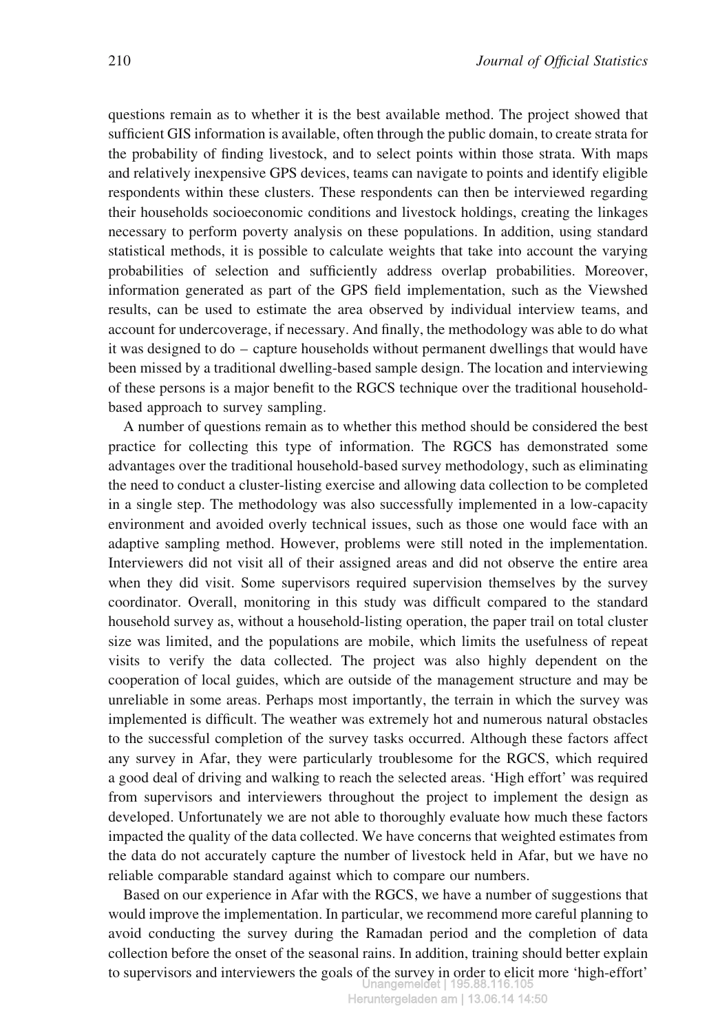questions remain as to whether it is the best available method. The project showed that sufficient GIS information is available, often through the public domain, to create strata for the probability of finding livestock, and to select points within those strata. With maps and relatively inexpensive GPS devices, teams can navigate to points and identify eligible respondents within these clusters. These respondents can then be interviewed regarding their households socioeconomic conditions and livestock holdings, creating the linkages necessary to perform poverty analysis on these populations. In addition, using standard statistical methods, it is possible to calculate weights that take into account the varying probabilities of selection and sufficiently address overlap probabilities. Moreover, information generated as part of the GPS field implementation, such as the Viewshed results, can be used to estimate the area observed by individual interview teams, and account for undercoverage, if necessary. And finally, the methodology was able to do what it was designed to do – capture households without permanent dwellings that would have been missed by a traditional dwelling-based sample design. The location and interviewing of these persons is a major benefit to the RGCS technique over the traditional household-based approach to survey sampling.

A number of questions remain as to whether this method should be considered the best practice for collecting this type of information. The RGCS has demonstrated some advantages over the traditional household-based survey methodology, such as eliminating the need to conduct a cluster-listing exercise and allowing data collection to be completed in a single step. The methodology was also successfully implemented in a low-capacity environment and avoided overly technical issues, such as those one would face with an adaptive sampling method. However, problems were still noted in the implementation. Interviewers did not visit all of their assigned areas and did not observe the entire area when they did visit. Some supervisors required supervision themselves by the survey coordinator. Overall, monitoring in this study was difficult compared to the standard household survey as, without a household-listing operation, the paper trail on total cluster size was limited, and the populations are mobile, which limits the usefulness of repeat visits to verify the data collected. The project was also highly dependent on the cooperation of local guides, which are outside of the management structure and may be unreliable in some areas. Perhaps most importantly, the terrain in which the survey was implemented is difficult. The weather was extremely hot and numerous natural obstacles to the successful completion of the survey tasks occurred. Although these factors affect any survey in Afar, they were particularly troublesome for the RGCS, which required a good deal of driving and walking to reach the selected areas. 'High effort' was required from supervisors and interviewers throughout the project to implement the design as developed. Unfortunately we are not able to thoroughly evaluate how much these factors impacted the quality of the data collected. We have concerns that weighted estimates from the data do not accurately capture the number of livestock held in Afar, but we have no reliable comparable standard against which to compare our numbers.

Based on our experience in Afar with the RGCS, we have a number of suggestions that would improve the implementation. In particular, we recommend more careful planning to avoid conducting the survey during the Ramadan period and the completion of data collection before the onset of the seasonal rains. In addition, training should better explain to supervisors and interviewers the goals of the survey in order to elicit more 'high-effort'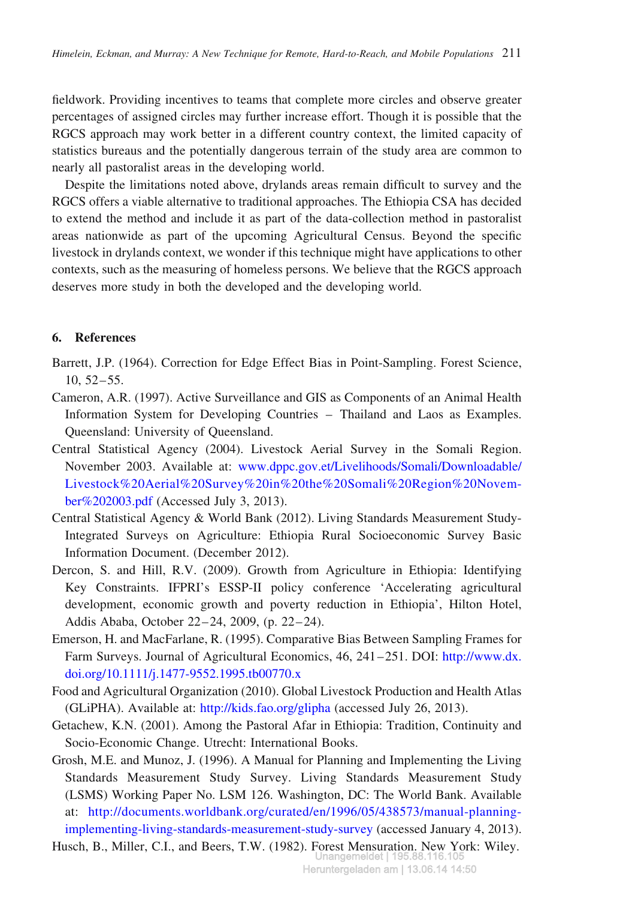fieldwork. Providing incentives to teams that complete more circles and observe greater percentages of assigned circles may further increase effort. Though it is possible that the RGCS approach may work better in a different country context, the limited capacity of statistics bureaus and the potentially dangerous terrain of the study area are common to nearly all pastoralist areas in the developing world.

Despite the limitations noted above, drylands areas remain difficult to survey and the RGCS offers a viable alternative to traditional approaches. The Ethiopia CSA has decided to extend the method and include it as part of the data-collection method in pastoralist areas nationwide as part of the upcoming Agricultural Census. Beyond the specific livestock in drylands context, we wonder if this technique might have applications to other contexts, such as the measuring of homeless persons. We believe that the RGCS approach deserves more study in both the developed and the developing world.

## 6. References

Barrett, J.P. (1964). Correction for Edge Effect Bias in Point-Sampling. Forest Science, 10, 52–55.

Cameron, A.R. (1997). Active Surveillance and GIS as Components of an Animal Health Information System for Developing Countries – Thailand and Laos as Examples. Queensland: University of Queensland.

Central Statistical Agency (2004). Livestock Aerial Survey in the Somali Region. November 2003. Available at: www.dppc.gov.et/Livelihoods/Somali/Downloadable/Livestock%20Aerial%20Survey%20in%20the%20Somali%20Region%20November%202003.pdf (Accessed July 3, 2013).

Central Statistical Agency & World Bank (2012). Living Standards Measurement Study-Integrated Surveys on Agriculture: Ethiopia Rural Socioeconomic Survey Basic Information Document. (December 2012).

Dercon, S. and Hill, R.V. (2009). Growth from Agriculture in Ethiopia: Identifying Key Constraints. IFPRI's ESSP-II policy conference 'Accelerating agricultural development, economic growth and poverty reduction in Ethiopia', Hilton Hotel, Addis Ababa, October 22–24, 2009, (p. 22–24).

Emerson, H. and MacFarlane, R. (1995). Comparative Bias Between Sampling Frames for Farm Surveys. Journal of Agricultural Economics, 46, 241–251. DOI: http://www.dx.doi.org/10.1111/j.1477-9552.1995.tb00770.x

Food and Agricultural Organization (2010). Global Livestock Production and Health Atlas (GLiPHA). Available at: http://kids.fao.org/glipha (accessed July 26, 2013).

Getachew, K.N. (2001). Among the Pastoral Afar in Ethiopia: Tradition, Continuity and Socio-Economic Change. Utrecht: International Books.

Grosh, M.E. and Munoz, J. (1996). A Manual for Planning and Implementing the Living Standards Measurement Study Survey. Living Standards Measurement Study (LSMS) Working Paper No. LSM 126. Washington, DC: The World Bank. Available at: http://documents.worldbank.org/curated/en/1996/05/438573/manual-planning-implementing-living-standards-measurement-study-survey (accessed January 4, 2013).

Husch, B., Miller, C.I., and Beers, T.W. (1982). Forest Mensuration. New York: Wiley.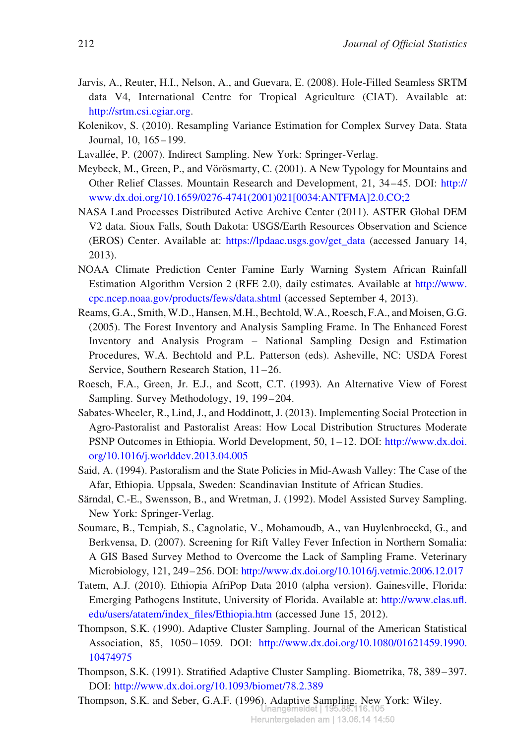Jarvis, A., Reuter, H.I., Nelson, A., and Guevara, E. (2008). Hole-Filled Seamless SRTM data V4, International Centre for Tropical Agriculture (CIAT). Available at: http://srtm.csi.cgiar.org.

Kolenikov, S. (2010). Resampling Variance Estimation for Complex Survey Data. Stata Journal, 10, 165–199.

Lavallée, P. (2007). Indirect Sampling. New York: Springer-Verlag.

Meybeck, M., Green, P., and Vörösmarty, C. (2001). A New Typology for Mountains and Other Relief Classes. Mountain Research and Development, 21, 34–45. DOI: http://www.dx.doi.org/10.1659/0276-4741(2001)021[0034:ANTFMA]2.0.CO;2

NASA Land Processes Distributed Active Archive Center (2011). ASTER Global DEM V2 data. Sioux Falls, South Dakota: USGS/Earth Resources Observation and Science (EROS) Center. Available at: https://lpdaac.usgs.gov/get_data (accessed January 14, 2013).

NOAA Climate Prediction Center Famine Early Warning System African Rainfall Estimation Algorithm Version 2 (RFE 2.0), daily estimates. Available at http://www.cpc.ncep.noaa.gov/products/fews/data.shtml (accessed September 4, 2013).

Reams, G.A., Smith, W.D., Hansen, M.H., Bechtold, W.A., Roesch, F.A., and Moisen, G.G. (2005). The Forest Inventory and Analysis Sampling Frame. In The Enhanced Forest Inventory and Analysis Program – National Sampling Design and Estimation Procedures, W.A. Bechtold and P.L. Patterson (eds). Asheville, NC: USDA Forest Service, Southern Research Station, 11–26.

Roesch, F.A., Green, Jr. E.J., and Scott, C.T. (1993). An Alternative View of Forest Sampling. Survey Methodology, 19, 199–204.

Sabates-Wheeler, R., Lind, J., and Hoddinott, J. (2013). Implementing Social Protection in Agro-Pastoralist and Pastoralist Areas: How Local Distribution Structures Moderate PSNP Outcomes in Ethiopia. World Development, 50, 1–12. DOI: http://www.dx.doi.org/10.1016/j.worlddev.2013.04.005

Said, A. (1994). Pastoralism and the State Policies in Mid-Awash Valley: The Case of the Afar, Ethiopia. Uppsala, Sweden: Scandinavian Institute of African Studies.

Särndal, C.-E., Swensson, B., and Wretman, J. (1992). Model Assisted Survey Sampling. New York: Springer-Verlag.

Soumare, B., Tempiab, S., Cagnolatic, V., Mohamoudb, A., van Huylenbroeckd, G., and Berkvensa, D. (2007). Screening for Rift Valley Fever Infection in Northern Somalia: A GIS Based Survey Method to Overcome the Lack of Sampling Frame. Veterinary Microbiology, 121, 249–256. DOI: http://www.dx.doi.org/10.1016/j.vetmic.2006.12.017

Tatem, A.J. (2010). Ethiopia AfriPop Data 2010 (alpha version). Gainesville, Florida: Emerging Pathogens Institute, University of Florida. Available at: http://www.clas.ufl.edu/users/atatem/index_files/Ethiopia.htm (accessed June 15, 2012).

Thompson, S.K. (1990). Adaptive Cluster Sampling. Journal of the American Statistical Association, 85, 1050–1059. DOI: http://www.dx.doi.org/10.1080/01621459.1990.10474975

Thompson, S.K. (1991). Stratified Adaptive Cluster Sampling. Biometrika, 78, 389–397. DOI: http://www.dx.doi.org/10.1093/biomet/78.2.389

Thompson, S.K. and Seber, G.A.F. (1996). Adaptive Sampling. New York: Wiley.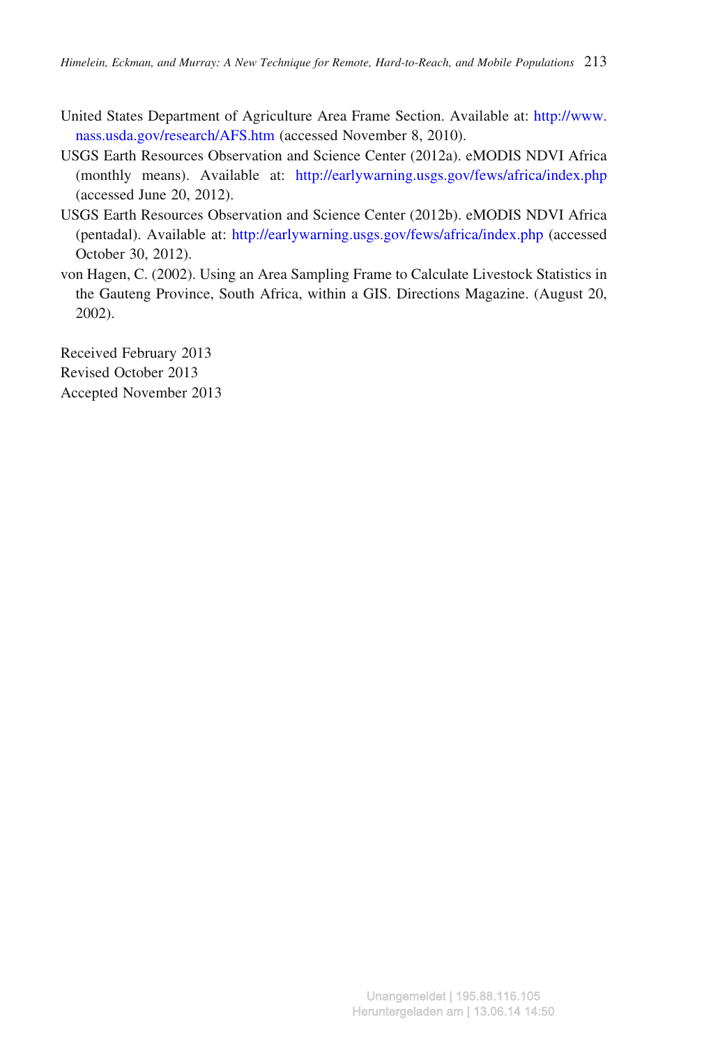United States Department of Agriculture Area Frame Section. Available at: http://www.nass.usda.gov/research/AFS.htm (accessed November 8, 2010).

USGS Earth Resources Observation and Science Center (2012a). eMODIS NDVI Africa (monthly means). Available at: http://earlywarning.usgs.gov/fews/africa/index.php (accessed June 20, 2012).

USGS Earth Resources Observation and Science Center (2012b). eMODIS NDVI Africa (pentadal). Available at: http://earlywarning.usgs.gov/fews/africa/index.php (accessed October 30, 2012).

von Hagen, C. (2002). Using an Area Sampling Frame to Calculate Livestock Statistics in the Gauteng Province, South Africa, within a GIS. Directions Magazine. (August 20, 2002).

Received February 2013
Revised October 2013
Accepted November 2013